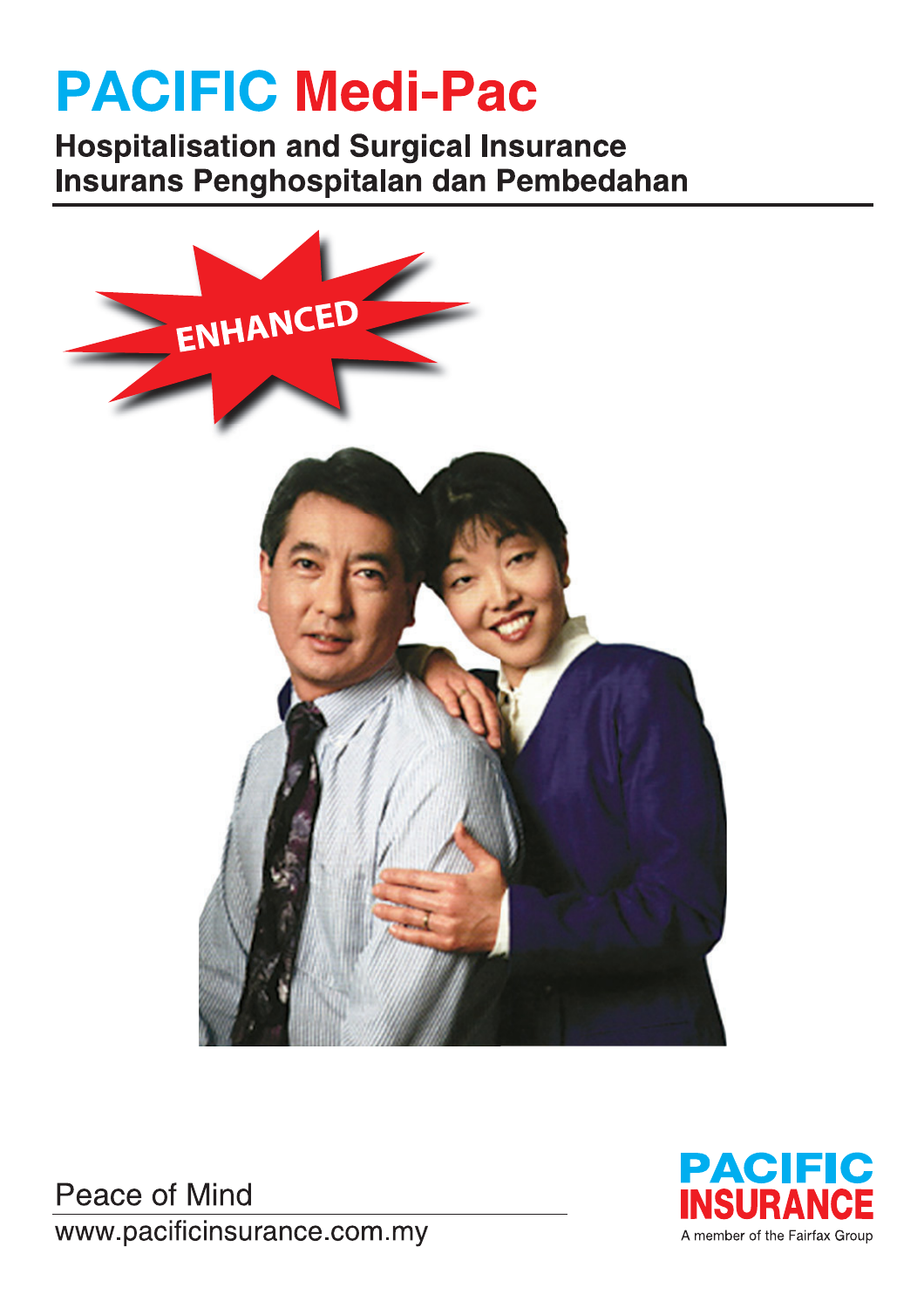# PACIFIC Medi-Pac

## Hospitalisation and Surgical Insurance
## Insurans Penghospitalan dan Pembedahan

ENHANCED

Peace of Mind

www.pacificinsurance.com.my

PACIFIC INSURANCE

A member of the Fairfax Group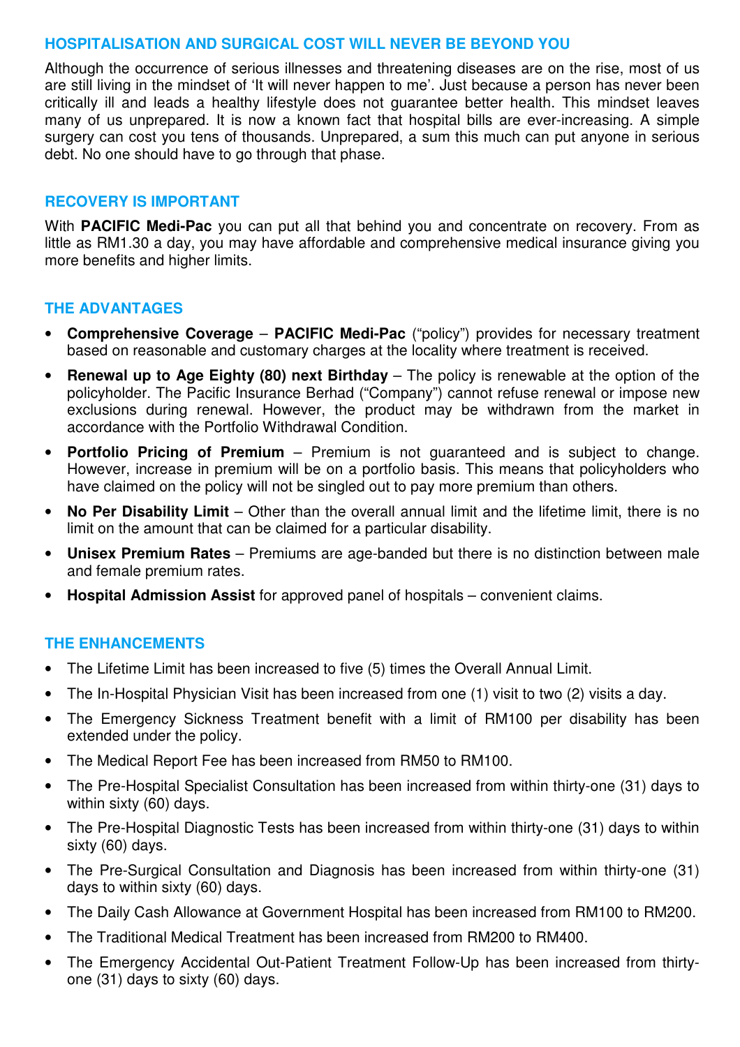## HOSPITALISATION AND SURGICAL COST WILL NEVER BE BEYOND YOU

Although the occurrence of serious illnesses and threatening diseases are on the rise, most of us are still living in the mindset of 'It will never happen to me'. Just because a person has never been critically ill and leads a healthy lifestyle does not guarantee better health. This mindset leaves many of us unprepared. It is now a known fact that hospital bills are ever-increasing. A simple surgery can cost you tens of thousands. Unprepared, a sum this much can put anyone in serious debt. No one should have to go through that phase.

## RECOVERY IS IMPORTANT

With **PACIFIC Medi-Pac** you can put all that behind you and concentrate on recovery. From as little as RM1.30 a day, you may have affordable and comprehensive medical insurance giving you more benefits and higher limits.

## THE ADVANTAGES

- **Comprehensive Coverage** – **PACIFIC Medi-Pac** ("policy") provides for necessary treatment based on reasonable and customary charges at the locality where treatment is received.
- **Renewal up to Age Eighty (80) next Birthday** – The policy is renewable at the option of the policyholder. The Pacific Insurance Berhad ("Company") cannot refuse renewal or impose new exclusions during renewal. However, the product may be withdrawn from the market in accordance with the Portfolio Withdrawal Condition.
- **Portfolio Pricing of Premium** – Premium is not guaranteed and is subject to change. However, increase in premium will be on a portfolio basis. This means that policyholders who have claimed on the policy will not be singled out to pay more premium than others.
- **No Per Disability Limit** – Other than the overall annual limit and the lifetime limit, there is no limit on the amount that can be claimed for a particular disability.
- **Unisex Premium Rates** – Premiums are age-banded but there is no distinction between male and female premium rates.
- **Hospital Admission Assist** for approved panel of hospitals – convenient claims.

## THE ENHANCEMENTS

- The Lifetime Limit has been increased to five (5) times the Overall Annual Limit.
- The In-Hospital Physician Visit has been increased from one (1) visit to two (2) visits a day.
- The Emergency Sickness Treatment benefit with a limit of RM100 per disability has been extended under the policy.
- The Medical Report Fee has been increased from RM50 to RM100.
- The Pre-Hospital Specialist Consultation has been increased from within thirty-one (31) days to within sixty (60) days.
- The Pre-Hospital Diagnostic Tests has been increased from within thirty-one (31) days to within sixty (60) days.
- The Pre-Surgical Consultation and Diagnosis has been increased from within thirty-one (31) days to within sixty (60) days.
- The Daily Cash Allowance at Government Hospital has been increased from RM100 to RM200.
- The Traditional Medical Treatment has been increased from RM200 to RM400.
- The Emergency Accidental Out-Patient Treatment Follow-Up has been increased from thirty-one (31) days to sixty (60) days.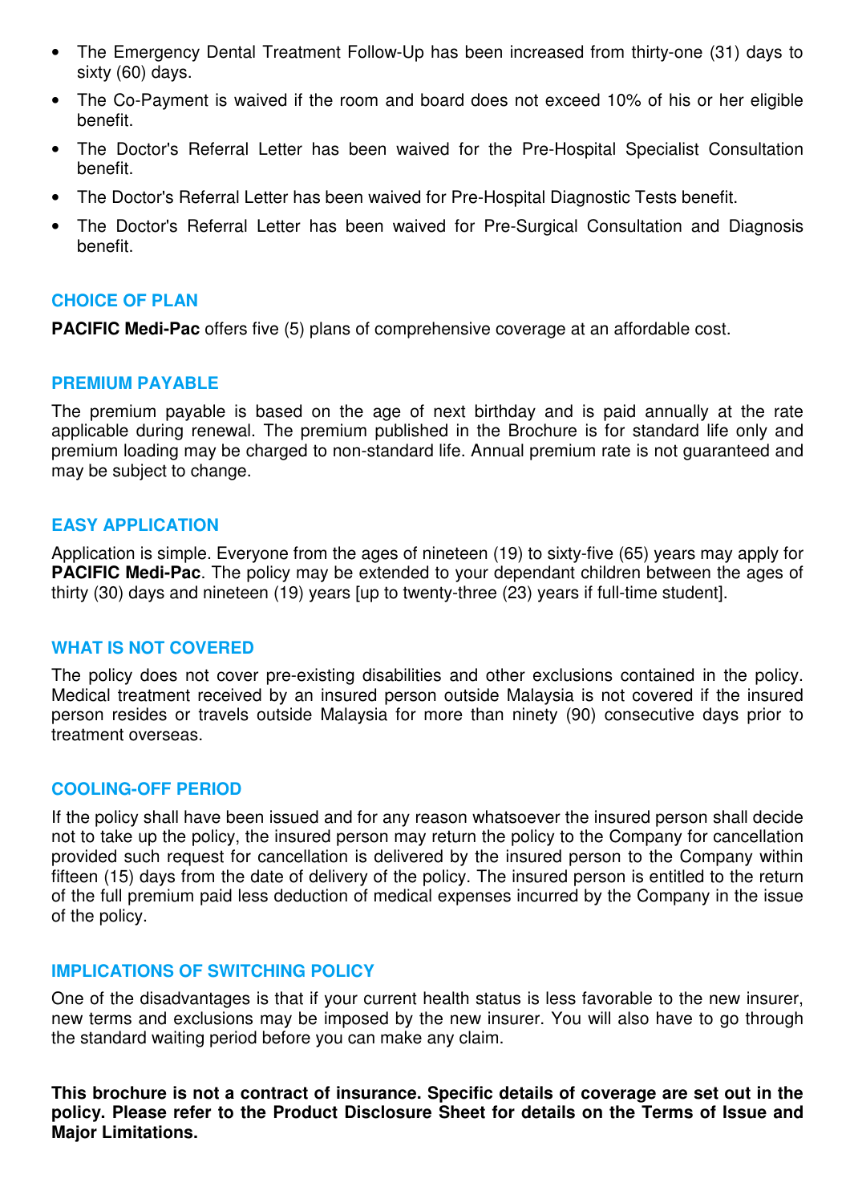- The Emergency Dental Treatment Follow-Up has been increased from thirty-one (31) days to sixty (60) days.
- The Co-Payment is waived if the room and board does not exceed 10% of his or her eligible benefit.
- The Doctor's Referral Letter has been waived for the Pre-Hospital Specialist Consultation benefit.
- The Doctor's Referral Letter has been waived for Pre-Hospital Diagnostic Tests benefit.
- The Doctor's Referral Letter has been waived for Pre-Surgical Consultation and Diagnosis benefit.

## CHOICE OF PLAN

**PACIFIC Medi-Pac** offers five (5) plans of comprehensive coverage at an affordable cost.

## PREMIUM PAYABLE

The premium payable is based on the age of next birthday and is paid annually at the rate applicable during renewal. The premium published in the Brochure is for standard life only and premium loading may be charged to non-standard life. Annual premium rate is not guaranteed and may be subject to change.

## EASY APPLICATION

Application is simple. Everyone from the ages of nineteen (19) to sixty-five (65) years may apply for **PACIFIC Medi-Pac**. The policy may be extended to your dependant children between the ages of thirty (30) days and nineteen (19) years [up to twenty-three (23) years if full-time student].

## WHAT IS NOT COVERED

The policy does not cover pre-existing disabilities and other exclusions contained in the policy. Medical treatment received by an insured person outside Malaysia is not covered if the insured person resides or travels outside Malaysia for more than ninety (90) consecutive days prior to treatment overseas.

## COOLING-OFF PERIOD

If the policy shall have been issued and for any reason whatsoever the insured person shall decide not to take up the policy, the insured person may return the policy to the Company for cancellation provided such request for cancellation is delivered by the insured person to the Company within fifteen (15) days from the date of delivery of the policy. The insured person is entitled to the return of the full premium paid less deduction of medical expenses incurred by the Company in the issue of the policy.

## IMPLICATIONS OF SWITCHING POLICY

One of the disadvantages is that if your current health status is less favorable to the new insurer, new terms and exclusions may be imposed by the new insurer. You will also have to go through the standard waiting period before you can make any claim.

**This brochure is not a contract of insurance. Specific details of coverage are set out in the policy. Please refer to the Product Disclosure Sheet for details on the Terms of Issue and Major Limitations.**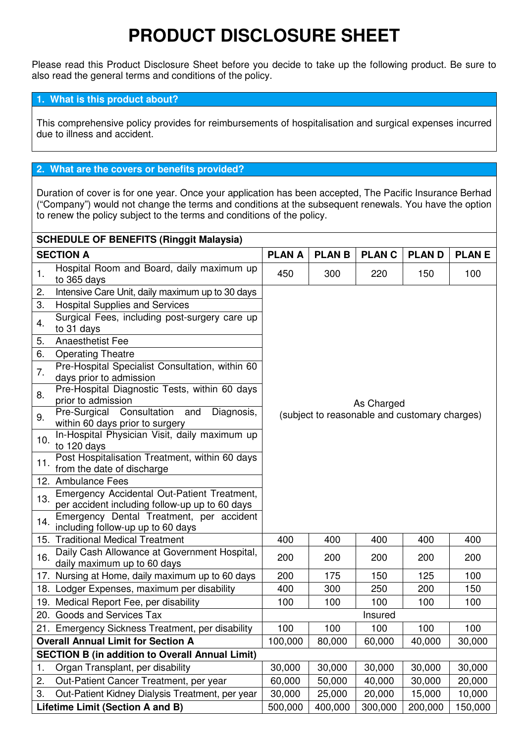# PRODUCT DISCLOSURE SHEET

Please read this Product Disclosure Sheet before you decide to take up the following product. Be sure to also read the general terms and conditions of the policy.

## 1. What is this product about?

This comprehensive policy provides for reimbursements of hospitalisation and surgical expenses incurred due to illness and accident.

## 2. What are the covers or benefits provided?

Duration of cover is for one year. Once your application has been accepted, The Pacific Insurance Berhad ("Company") would not change the terms and conditions at the subsequent renewals. You have the option to renew the policy subject to the terms and conditions of the policy.

**SCHEDULE OF BENEFITS (Ringgit Malaysia)**

| SECTION A | PLAN A | PLAN B | PLAN C | PLAN D | PLAN E |
|---|---|---|---|---|---|
| 1. Hospital Room and Board, daily maximum up to 365 days | 450 | 300 | 220 | 150 | 100 |
| 2. Intensive Care Unit, daily maximum up to 30 days | As Charged (subject to reasonable and customary charges) | | | | |
| 3. Hospital Supplies and Services | | | | | |
| 4. Surgical Fees, including post-surgery care up to 31 days | | | | | |
| 5. Anaesthetist Fee | | | | | |
| 6. Operating Theatre | | | | | |
| 7. Pre-Hospital Specialist Consultation, within 60 days prior to admission | | | | | |
| 8. Pre-Hospital Diagnostic Tests, within 60 days prior to admission | | | | | |
| 9. Pre-Surgical Consultation and Diagnosis, within 60 days prior to surgery | | | | | |
| 10. In-Hospital Physician Visit, daily maximum up to 120 days | | | | | |
| 11. Post Hospitalisation Treatment, within 60 days from the date of discharge | | | | | |
| 12. Ambulance Fees | | | | | |
| 13. Emergency Accidental Out-Patient Treatment, per accident including follow-up up to 60 days | | | | | |
| 14. Emergency Dental Treatment, per accident including follow-up up to 60 days | | | | | |
| 15. Traditional Medical Treatment | 400 | 400 | 400 | 400 | 400 |
| 16. Daily Cash Allowance at Government Hospital, daily maximum up to 60 days | 200 | 200 | 200 | 200 | 200 |
| 17. Nursing at Home, daily maximum up to 60 days | 200 | 175 | 150 | 125 | 100 |
| 18. Lodger Expenses, maximum per disability | 400 | 300 | 250 | 200 | 150 |
| 19. Medical Report Fee, per disability | 100 | 100 | 100 | 100 | 100 |
| 20. Goods and Services Tax | Insured | | | | |
| 21. Emergency Sickness Treatment, per disability | 100 | 100 | 100 | 100 | 100 |
| **Overall Annual Limit for Section A** | 100,000 | 80,000 | 60,000 | 40,000 | 30,000 |
| **SECTION B (in addition to Overall Annual Limit)** | | | | | |
| 1. Organ Transplant, per disability | 30,000 | 30,000 | 30,000 | 30,000 | 30,000 |
| 2. Out-Patient Cancer Treatment, per year | 60,000 | 50,000 | 40,000 | 30,000 | 20,000 |
| 3. Out-Patient Kidney Dialysis Treatment, per year | 30,000 | 25,000 | 20,000 | 15,000 | 10,000 |
| **Lifetime Limit (Section A and B)** | 500,000 | 400,000 | 300,000 | 200,000 | 150,000 |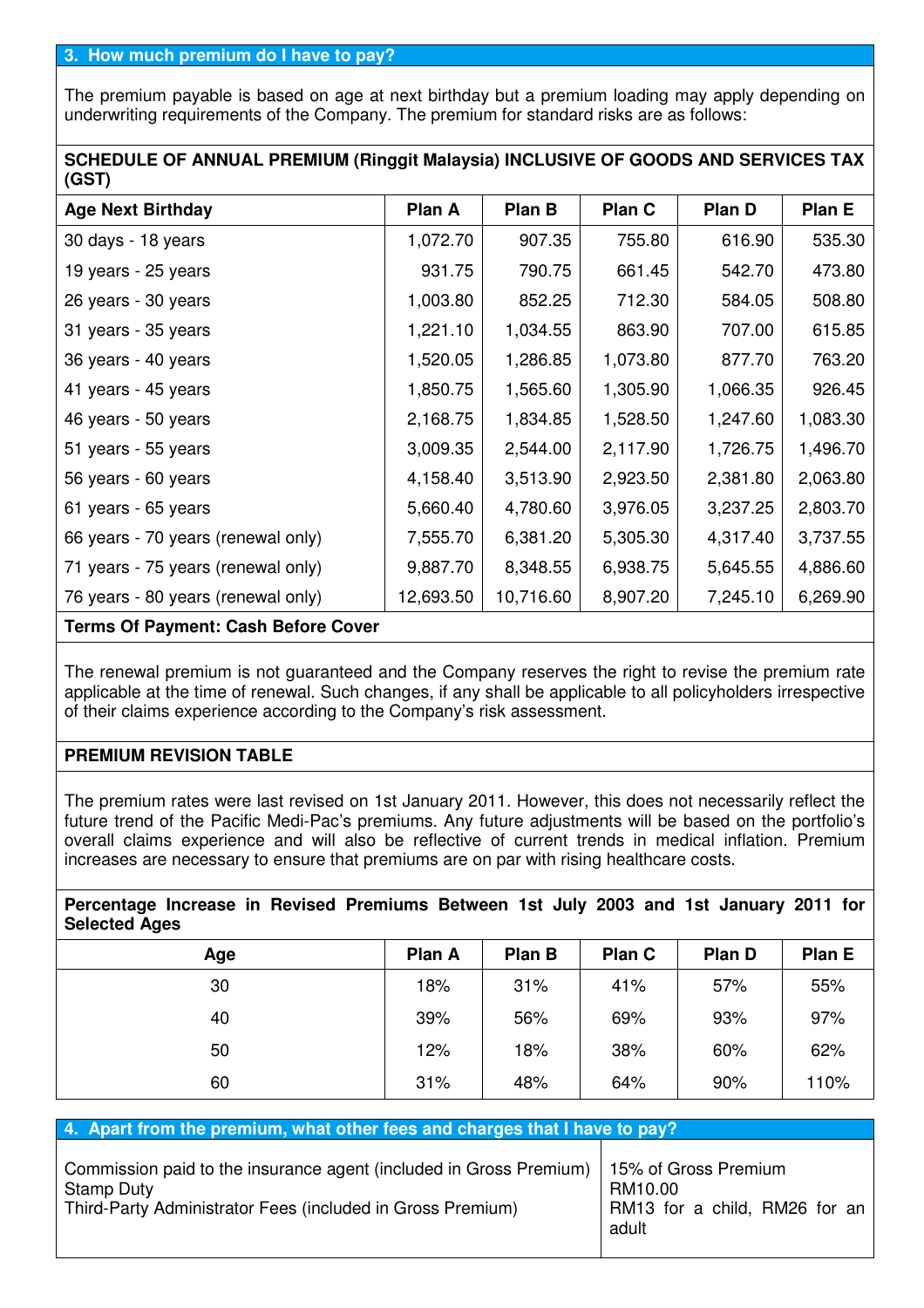## 3. How much premium do I have to pay?

The premium payable is based on age at next birthday but a premium loading may apply depending on underwriting requirements of the Company. The premium for standard risks are as follows:

**SCHEDULE OF ANNUAL PREMIUM (Ringgit Malaysia) INCLUSIVE OF GOODS AND SERVICES TAX (GST)**

| Age Next Birthday | Plan A | Plan B | Plan C | Plan D | Plan E |
|---|---|---|---|---|---|
| 30 days - 18 years | 1,072.70 | 907.35 | 755.80 | 616.90 | 535.30 |
| 19 years - 25 years | 931.75 | 790.75 | 661.45 | 542.70 | 473.80 |
| 26 years - 30 years | 1,003.80 | 852.25 | 712.30 | 584.05 | 508.80 |
| 31 years - 35 years | 1,221.10 | 1,034.55 | 863.90 | 707.00 | 615.85 |
| 36 years - 40 years | 1,520.05 | 1,286.85 | 1,073.80 | 877.70 | 763.20 |
| 41 years - 45 years | 1,850.75 | 1,565.60 | 1,305.90 | 1,066.35 | 926.45 |
| 46 years - 50 years | 2,168.75 | 1,834.85 | 1,528.50 | 1,247.60 | 1,083.30 |
| 51 years - 55 years | 3,009.35 | 2,544.00 | 2,117.90 | 1,726.75 | 1,496.70 |
| 56 years - 60 years | 4,158.40 | 3,513.90 | 2,923.50 | 2,381.80 | 2,063.80 |
| 61 years - 65 years | 5,660.40 | 4,780.60 | 3,976.05 | 3,237.25 | 2,803.70 |
| 66 years - 70 years (renewal only) | 7,555.70 | 6,381.20 | 5,305.30 | 4,317.40 | 3,737.55 |
| 71 years - 75 years (renewal only) | 9,887.70 | 8,348.55 | 6,938.75 | 5,645.55 | 4,886.60 |
| 76 years - 80 years (renewal only) | 12,693.50 | 10,716.60 | 8,907.20 | 7,245.10 | 6,269.90 |

**Terms Of Payment: Cash Before Cover**

The renewal premium is not guaranteed and the Company reserves the right to revise the premium rate applicable at the time of renewal. Such changes, if any shall be applicable to all policyholders irrespective of their claims experience according to the Company's risk assessment.

**PREMIUM REVISION TABLE**

The premium rates were last revised on 1st January 2011. However, this does not necessarily reflect the future trend of the Pacific Medi-Pac's premiums. Any future adjustments will be based on the portfolio's overall claims experience and will also be reflective of current trends in medical inflation. Premium increases are necessary to ensure that premiums are on par with rising healthcare costs.

**Percentage Increase in Revised Premiums Between 1st July 2003 and 1st January 2011 for Selected Ages**

| Age | Plan A | Plan B | Plan C | Plan D | Plan E |
|---|---|---|---|---|---|
| 30 | 18% | 31% | 41% | 57% | 55% |
| 40 | 39% | 56% | 69% | 93% | 97% |
| 50 | 12% | 18% | 38% | 60% | 62% |
| 60 | 31% | 48% | 64% | 90% | 110% |

## 4. Apart from the premium, what other fees and charges that I have to pay?

| | |
|---|---|
| Commission paid to the insurance agent (included in Gross Premium) | 15% of Gross Premium |
| Stamp Duty | RM10.00 |
| Third-Party Administrator Fees (included in Gross Premium) | RM13 for a child, RM26 for an adult |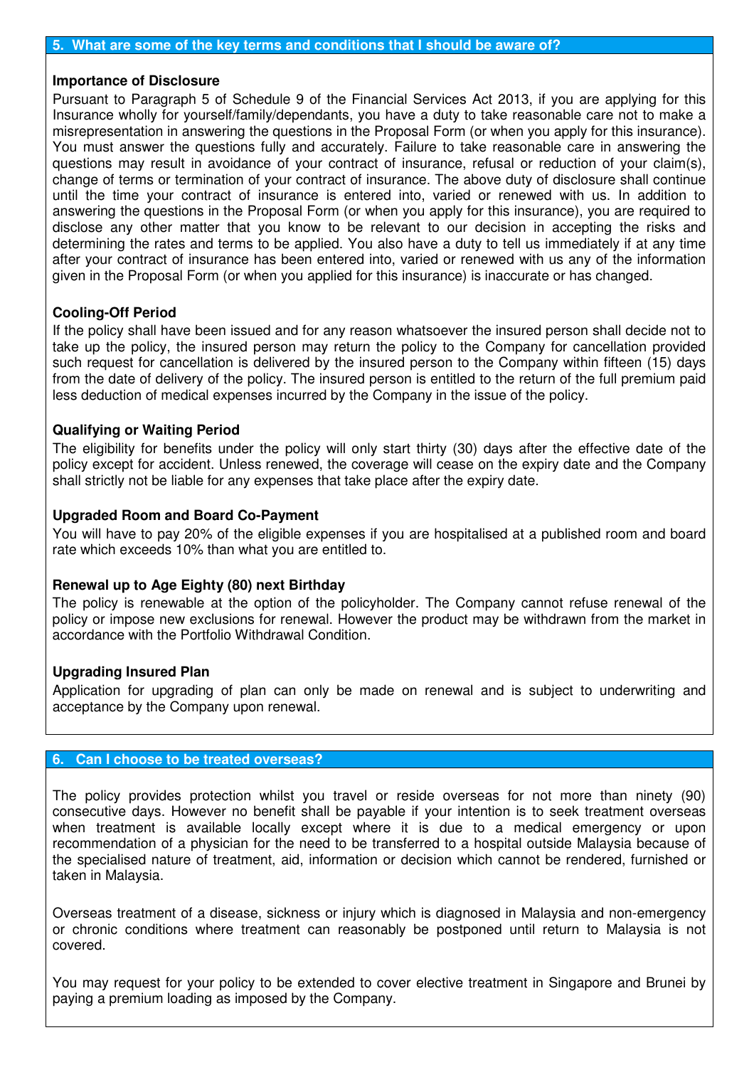## 5. What are some of the key terms and conditions that I should be aware of?

**Importance of Disclosure**

Pursuant to Paragraph 5 of Schedule 9 of the Financial Services Act 2013, if you are applying for this Insurance wholly for yourself/family/dependants, you have a duty to take reasonable care not to make a misrepresentation in answering the questions in the Proposal Form (or when you apply for this insurance). You must answer the questions fully and accurately. Failure to take reasonable care in answering the questions may result in avoidance of your contract of insurance, refusal or reduction of your claim(s), change of terms or termination of your contract of insurance. The above duty of disclosure shall continue until the time your contract of insurance is entered into, varied or renewed with us. In addition to answering the questions in the Proposal Form (or when you apply for this insurance), you are required to disclose any other matter that you know to be relevant to our decision in accepting the risks and determining the rates and terms to be applied. You also have a duty to tell us immediately if at any time after your contract of insurance has been entered into, varied or renewed with us any of the information given in the Proposal Form (or when you applied for this insurance) is inaccurate or has changed.

**Cooling-Off Period**

If the policy shall have been issued and for any reason whatsoever the insured person shall decide not to take up the policy, the insured person may return the policy to the Company for cancellation provided such request for cancellation is delivered by the insured person to the Company within fifteen (15) days from the date of delivery of the policy. The insured person is entitled to the return of the full premium paid less deduction of medical expenses incurred by the Company in the issue of the policy.

**Qualifying or Waiting Period**

The eligibility for benefits under the policy will only start thirty (30) days after the effective date of the policy except for accident. Unless renewed, the coverage will cease on the expiry date and the Company shall strictly not be liable for any expenses that take place after the expiry date.

**Upgraded Room and Board Co-Payment**

You will have to pay 20% of the eligible expenses if you are hospitalised at a published room and board rate which exceeds 10% than what you are entitled to.

**Renewal up to Age Eighty (80) next Birthday**

The policy is renewable at the option of the policyholder. The Company cannot refuse renewal of the policy or impose new exclusions for renewal. However the product may be withdrawn from the market in accordance with the Portfolio Withdrawal Condition.

**Upgrading Insured Plan**

Application for upgrading of plan can only be made on renewal and is subject to underwriting and acceptance by the Company upon renewal.

## 6. Can I choose to be treated overseas?

The policy provides protection whilst you travel or reside overseas for not more than ninety (90) consecutive days. However no benefit shall be payable if your intention is to seek treatment overseas when treatment is available locally except where it is due to a medical emergency or upon recommendation of a physician for the need to be transferred to a hospital outside Malaysia because of the specialised nature of treatment, aid, information or decision which cannot be rendered, furnished or taken in Malaysia.

Overseas treatment of a disease, sickness or injury which is diagnosed in Malaysia and non-emergency or chronic conditions where treatment can reasonably be postponed until return to Malaysia is not covered.

You may request for your policy to be extended to cover elective treatment in Singapore and Brunei by paying a premium loading as imposed by the Company.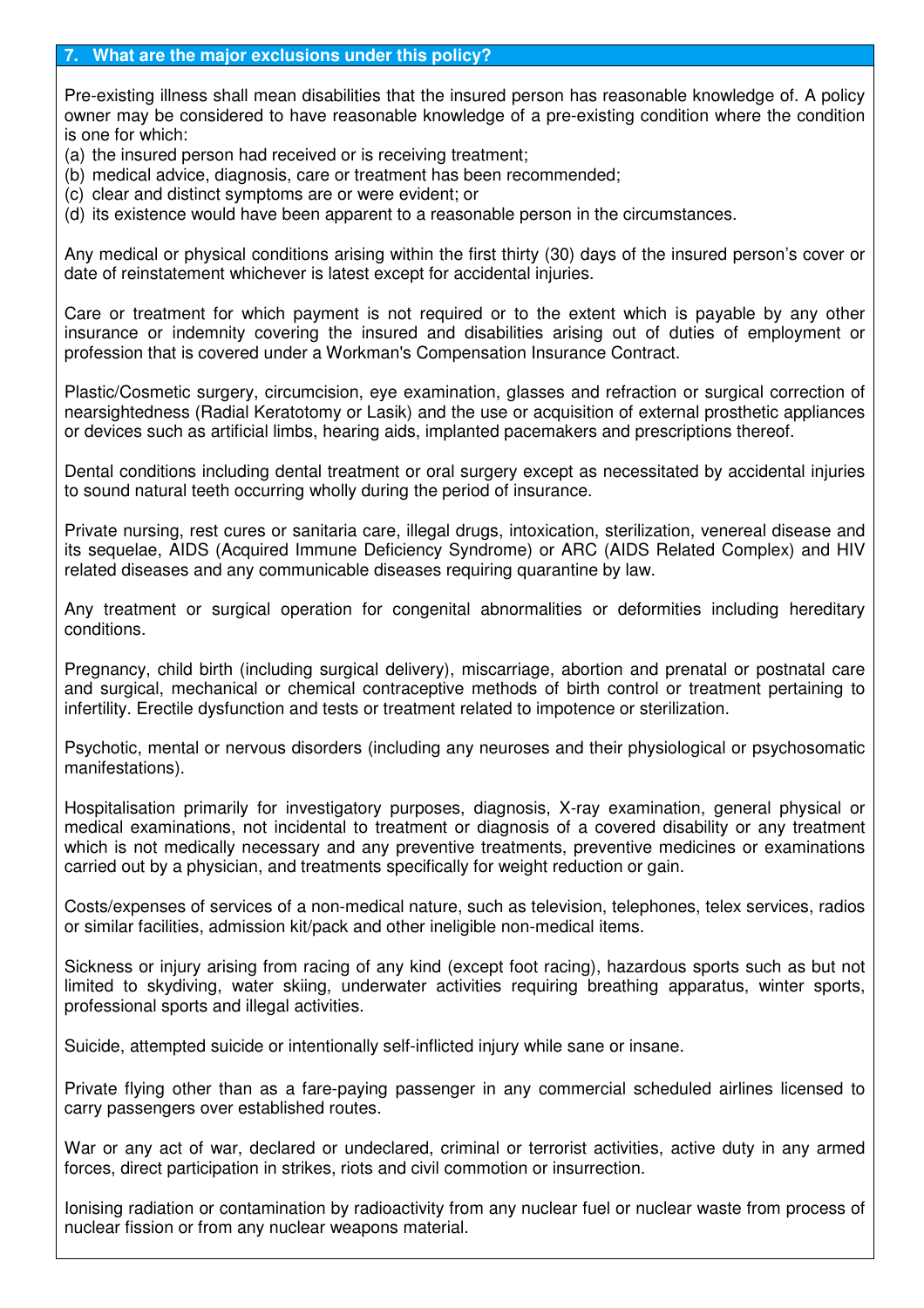## 7. What are the major exclusions under this policy?

Pre-existing illness shall mean disabilities that the insured person has reasonable knowledge of. A policy owner may be considered to have reasonable knowledge of a pre-existing condition where the condition is one for which:

(a) the insured person had received or is receiving treatment;
(b) medical advice, diagnosis, care or treatment has been recommended;
(c) clear and distinct symptoms are or were evident; or
(d) its existence would have been apparent to a reasonable person in the circumstances.

Any medical or physical conditions arising within the first thirty (30) days of the insured person's cover or date of reinstatement whichever is latest except for accidental injuries.

Care or treatment for which payment is not required or to the extent which is payable by any other insurance or indemnity covering the insured and disabilities arising out of duties of employment or profession that is covered under a Workman's Compensation Insurance Contract.

Plastic/Cosmetic surgery, circumcision, eye examination, glasses and refraction or surgical correction of nearsightedness (Radial Keratotomy or Lasik) and the use or acquisition of external prosthetic appliances or devices such as artificial limbs, hearing aids, implanted pacemakers and prescriptions thereof.

Dental conditions including dental treatment or oral surgery except as necessitated by accidental injuries to sound natural teeth occurring wholly during the period of insurance.

Private nursing, rest cures or sanitaria care, illegal drugs, intoxication, sterilization, venereal disease and its sequelae, AIDS (Acquired Immune Deficiency Syndrome) or ARC (AIDS Related Complex) and HIV related diseases and any communicable diseases requiring quarantine by law.

Any treatment or surgical operation for congenital abnormalities or deformities including hereditary conditions.

Pregnancy, child birth (including surgical delivery), miscarriage, abortion and prenatal or postnatal care and surgical, mechanical or chemical contraceptive methods of birth control or treatment pertaining to infertility. Erectile dysfunction and tests or treatment related to impotence or sterilization.

Psychotic, mental or nervous disorders (including any neuroses and their physiological or psychosomatic manifestations).

Hospitalisation primarily for investigatory purposes, diagnosis, X-ray examination, general physical or medical examinations, not incidental to treatment or diagnosis of a covered disability or any treatment which is not medically necessary and any preventive treatments, preventive medicines or examinations carried out by a physician, and treatments specifically for weight reduction or gain.

Costs/expenses of services of a non-medical nature, such as television, telephones, telex services, radios or similar facilities, admission kit/pack and other ineligible non-medical items.

Sickness or injury arising from racing of any kind (except foot racing), hazardous sports such as but not limited to skydiving, water skiing, underwater activities requiring breathing apparatus, winter sports, professional sports and illegal activities.

Suicide, attempted suicide or intentionally self-inflicted injury while sane or insane.

Private flying other than as a fare-paying passenger in any commercial scheduled airlines licensed to carry passengers over established routes.

War or any act of war, declared or undeclared, criminal or terrorist activities, active duty in any armed forces, direct participation in strikes, riots and civil commotion or insurrection.

Ionising radiation or contamination by radioactivity from any nuclear fuel or nuclear waste from process of nuclear fission or from any nuclear weapons material.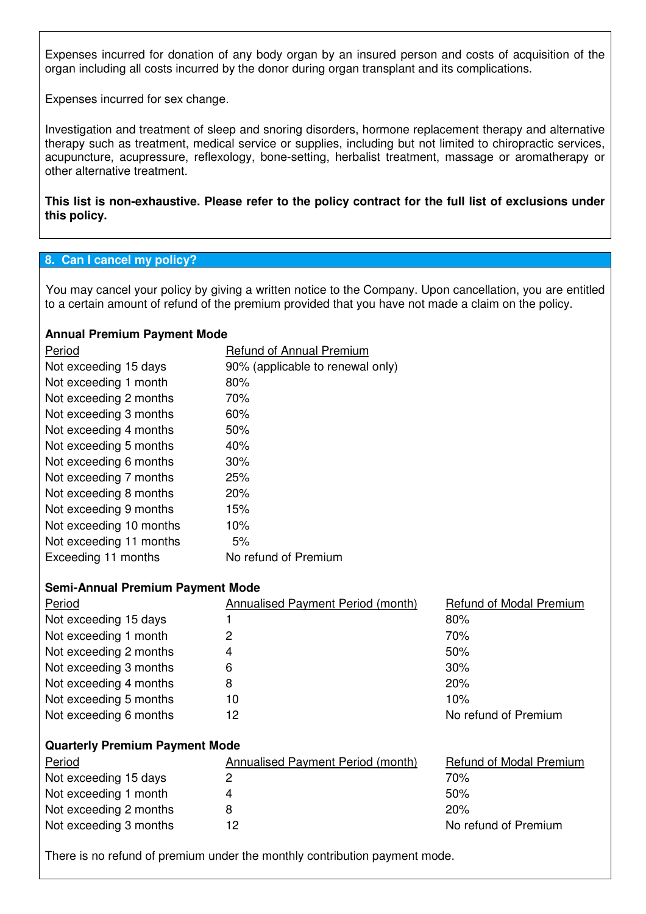Expenses incurred for donation of any body organ by an insured person and costs of acquisition of the organ including all costs incurred by the donor during organ transplant and its complications.

Expenses incurred for sex change.

Investigation and treatment of sleep and snoring disorders, hormone replacement therapy and alternative therapy such as treatment, medical service or supplies, including but not limited to chiropractic services, acupuncture, acupressure, reflexology, bone-setting, herbalist treatment, massage or aromatherapy or other alternative treatment.

**This list is non-exhaustive. Please refer to the policy contract for the full list of exclusions under this policy.**

## 8. Can I cancel my policy?

You may cancel your policy by giving a written notice to the Company. Upon cancellation, you are entitled to a certain amount of refund of the premium provided that you have not made a claim on the policy.

**Annual Premium Payment Mode**

| Period | Refund of Annual Premium |
|---|---|
| Not exceeding 15 days | 90% (applicable to renewal only) |
| Not exceeding 1 month | 80% |
| Not exceeding 2 months | 70% |
| Not exceeding 3 months | 60% |
| Not exceeding 4 months | 50% |
| Not exceeding 5 months | 40% |
| Not exceeding 6 months | 30% |
| Not exceeding 7 months | 25% |
| Not exceeding 8 months | 20% |
| Not exceeding 9 months | 15% |
| Not exceeding 10 months | 10% |
| Not exceeding 11 months | 5% |
| Exceeding 11 months | No refund of Premium |

**Semi-Annual Premium Payment Mode**

| Period | Annualised Payment Period (month) | Refund of Modal Premium |
|---|---|---|
| Not exceeding 15 days | 1 | 80% |
| Not exceeding 1 month | 2 | 70% |
| Not exceeding 2 months | 4 | 50% |
| Not exceeding 3 months | 6 | 30% |
| Not exceeding 4 months | 8 | 20% |
| Not exceeding 5 months | 10 | 10% |
| Not exceeding 6 months | 12 | No refund of Premium |

**Quarterly Premium Payment Mode**

| Period | Annualised Payment Period (month) | Refund of Modal Premium |
|---|---|---|
| Not exceeding 15 days | 2 | 70% |
| Not exceeding 1 month | 4 | 50% |
| Not exceeding 2 months | 8 | 20% |
| Not exceeding 3 months | 12 | No refund of Premium |

There is no refund of premium under the monthly contribution payment mode.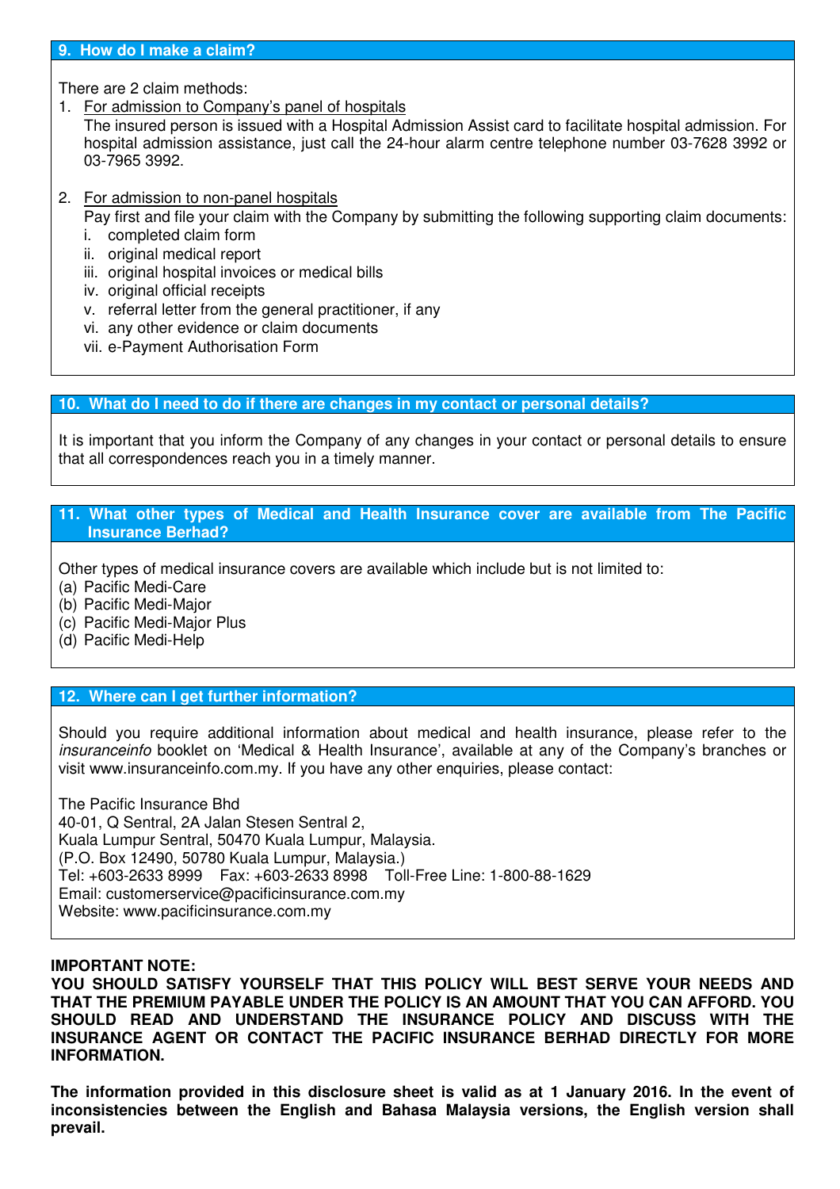## 9. How do I make a claim?

There are 2 claim methods:

1. For admission to Company's panel of hospitals
   The insured person is issued with a Hospital Admission Assist card to facilitate hospital admission. For hospital admission assistance, just call the 24-hour alarm centre telephone number 03-7628 3992 or 03-7965 3992.

2. For admission to non-panel hospitals
   Pay first and file your claim with the Company by submitting the following supporting claim documents:
   i. completed claim form
   ii. original medical report
   iii. original hospital invoices or medical bills
   iv. original official receipts
   v. referral letter from the general practitioner, if any
   vi. any other evidence or claim documents
   vii. e-Payment Authorisation Form

## 10. What do I need to do if there are changes in my contact or personal details?

It is important that you inform the Company of any changes in your contact or personal details to ensure that all correspondences reach you in a timely manner.

## 11. What other types of Medical and Health Insurance cover are available from The Pacific Insurance Berhad?

Other types of medical insurance covers are available which include but is not limited to:
(a) Pacific Medi-Care
(b) Pacific Medi-Major
(c) Pacific Medi-Major Plus
(d) Pacific Medi-Help

## 12. Where can I get further information?

Should you require additional information about medical and health insurance, please refer to the *insuranceinfo* booklet on 'Medical & Health Insurance', available at any of the Company's branches or visit www.insuranceinfo.com.my. If you have any other enquiries, please contact:

The Pacific Insurance Bhd
40-01, Q Sentral, 2A Jalan Stesen Sentral 2,
Kuala Lumpur Sentral, 50470 Kuala Lumpur, Malaysia.
(P.O. Box 12490, 50780 Kuala Lumpur, Malaysia.)
Tel: +603-2633 8999 Fax: +603-2633 8998 Toll-Free Line: 1-800-88-1629
Email: customerservice@pacificinsurance.com.my
Website: www.pacificinsurance.com.my

**IMPORTANT NOTE:**
**YOU SHOULD SATISFY YOURSELF THAT THIS POLICY WILL BEST SERVE YOUR NEEDS AND THAT THE PREMIUM PAYABLE UNDER THE POLICY IS AN AMOUNT THAT YOU CAN AFFORD. YOU SHOULD READ AND UNDERSTAND THE INSURANCE POLICY AND DISCUSS WITH THE INSURANCE AGENT OR CONTACT THE PACIFIC INSURANCE BERHAD DIRECTLY FOR MORE INFORMATION.**

**The information provided in this disclosure sheet is valid as at 1 January 2016. In the event of inconsistencies between the English and Bahasa Malaysia versions, the English version shall prevail.**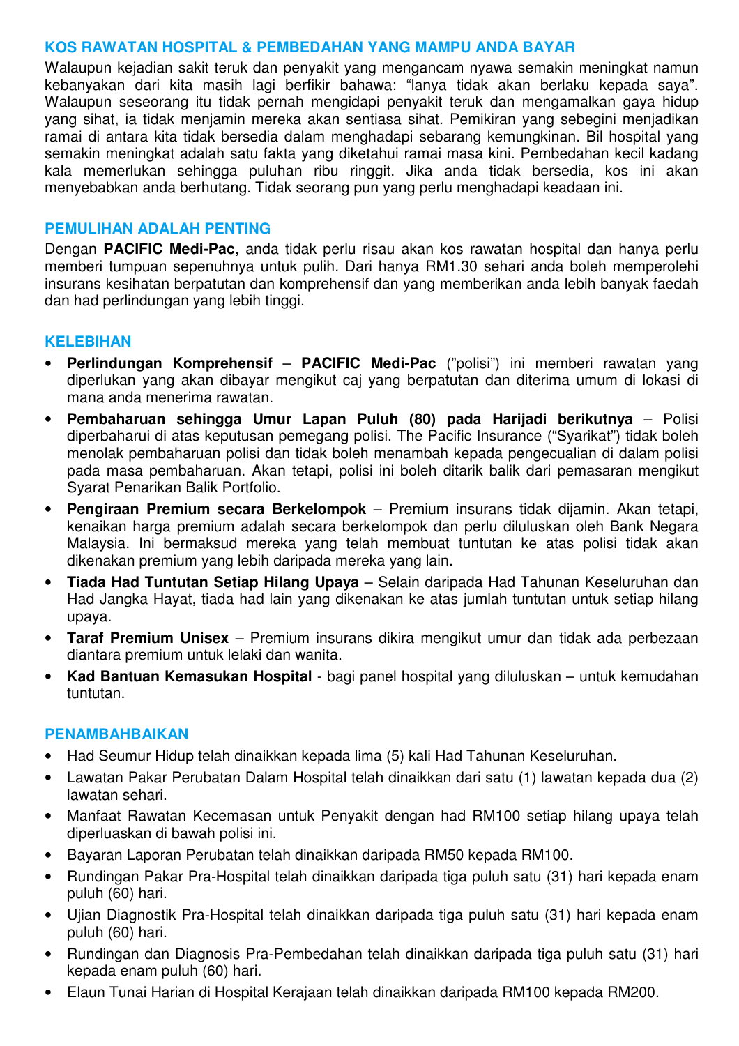## KOS RAWATAN HOSPITAL & PEMBEDAHAN YANG MAMPU ANDA BAYAR

Walaupun kejadian sakit teruk dan penyakit yang mengancam nyawa semakin meningkat namun kebanyakan dari kita masih lagi berfikir bahawa: "Ianya tidak akan berlaku kepada saya". Walaupun seseorang itu tidak pernah mengidapi penyakit teruk dan mengamalkan gaya hidup yang sihat, ia tidak menjamin mereka akan sentiasa sihat. Pemikiran yang sebegini menjadikan ramai di antara kita tidak bersedia dalam menghadapi sebarang kemungkinan. Bil hospital yang semakin meningkat adalah satu fakta yang diketahui ramai masa kini. Pembedahan kecil kadang kala memerlukan sehingga puluhan ribu ringgit. Jika anda tidak bersedia, kos ini akan menyebabkan anda berhutang. Tidak seorang pun yang perlu menghadapi keadaan ini.

## PEMULIHAN ADALAH PENTING

Dengan **PACIFIC Medi-Pac**, anda tidak perlu risau akan kos rawatan hospital dan hanya perlu memberi tumpuan sepenuhnya untuk pulih. Dari hanya RM1.30 sehari anda boleh memperolehi insurans kesihatan berpatutan dan komprehensif dan yang memberikan anda lebih banyak faedah dan had perlindungan yang lebih tinggi.

## KELEBIHAN

- **Perlindungan Komprehensif** – **PACIFIC Medi-Pac** ("polisi") ini memberi rawatan yang diperlukan yang akan dibayar mengikut caj yang berpatutan dan diterima umum di lokasi di mana anda menerima rawatan.
- **Pembaharuan sehingga Umur Lapan Puluh (80) pada Harijadi berikutnya** – Polisi diperbaharui di atas keputusan pemegang polisi. The Pacific Insurance ("Syarikat") tidak boleh menolak pembaharuan polisi dan tidak boleh menambah kepada pengecualian di dalam polisi pada masa pembaharuan. Akan tetapi, polisi ini boleh ditarik balik dari pemasaran mengikut Syarat Penarikan Balik Portfolio.
- **Pengiraan Premium secara Berkelompok** – Premium insurans tidak dijamin. Akan tetapi, kenaikan harga premium adalah secara berkelompok dan perlu diluluskan oleh Bank Negara Malaysia. Ini bermaksud mereka yang telah membuat tuntutan ke atas polisi tidak akan dikenakan premium yang lebih daripada mereka yang lain.
- **Tiada Had Tuntutan Setiap Hilang Upaya** – Selain daripada Had Tahunan Keseluruhan dan Had Jangka Hayat, tiada had lain yang dikenakan ke atas jumlah tuntutan untuk setiap hilang upaya.
- **Taraf Premium Unisex** – Premium insurans dikira mengikut umur dan tidak ada perbezaan diantara premium untuk lelaki dan wanita.
- **Kad Bantuan Kemasukan Hospital** - bagi panel hospital yang diluluskan – untuk kemudahan tuntutan.

## PENAMBAHBAIKAN

- Had Seumur Hidup telah dinaikkan kepada lima (5) kali Had Tahunan Keseluruhan.
- Lawatan Pakar Perubatan Dalam Hospital telah dinaikkan dari satu (1) lawatan kepada dua (2) lawatan sehari.
- Manfaat Rawatan Kecemasan untuk Penyakit dengan had RM100 setiap hilang upaya telah diperluaskan di bawah polisi ini.
- Bayaran Laporan Perubatan telah dinaikkan daripada RM50 kepada RM100.
- Rundingan Pakar Pra-Hospital telah dinaikkan daripada tiga puluh satu (31) hari kepada enam puluh (60) hari.
- Ujian Diagnostik Pra-Hospital telah dinaikkan daripada tiga puluh satu (31) hari kepada enam puluh (60) hari.
- Rundingan dan Diagnosis Pra-Pembedahan telah dinaikkan daripada tiga puluh satu (31) hari kepada enam puluh (60) hari.
- Elaun Tunai Harian di Hospital Kerajaan telah dinaikkan daripada RM100 kepada RM200.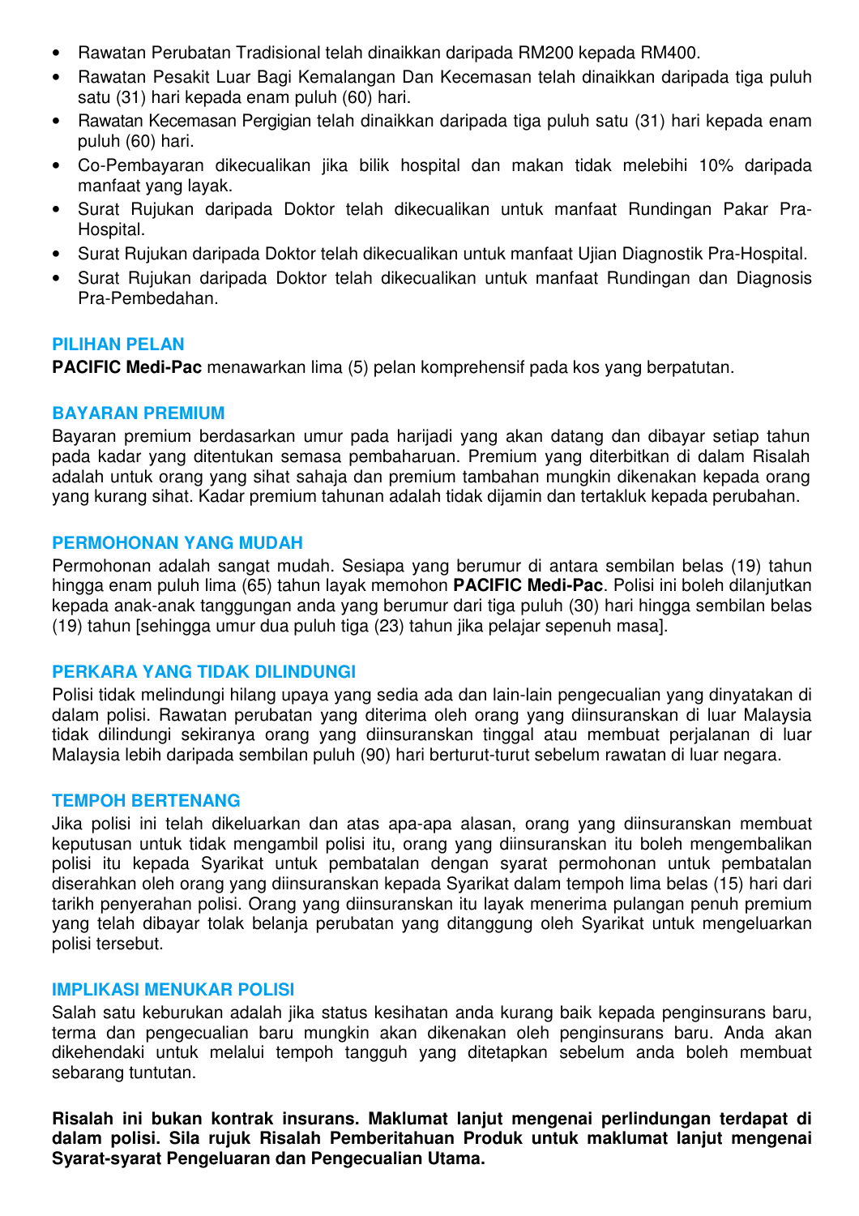- Rawatan Perubatan Tradisional telah dinaikkan daripada RM200 kepada RM400.
- Rawatan Pesakit Luar Bagi Kemalangan Dan Kecemasan telah dinaikkan daripada tiga puluh satu (31) hari kepada enam puluh (60) hari.
- Rawatan Kecemasan Pergigian telah dinaikkan daripada tiga puluh satu (31) hari kepada enam puluh (60) hari.
- Co-Pembayaran dikecualikan jika bilik hospital dan makan tidak melebihi 10% daripada manfaat yang layak.
- Surat Rujukan daripada Doktor telah dikecualikan untuk manfaat Rundingan Pakar Pra-Hospital.
- Surat Rujukan daripada Doktor telah dikecualikan untuk manfaat Ujian Diagnostik Pra-Hospital.
- Surat Rujukan daripada Doktor telah dikecualikan untuk manfaat Rundingan dan Diagnosis Pra-Pembedahan.

## PILIHAN PELAN

**PACIFIC Medi-Pac** menawarkan lima (5) pelan komprehensif pada kos yang berpatutan.

## BAYARAN PREMIUM

Bayaran premium berdasarkan umur pada harijadi yang akan datang dan dibayar setiap tahun pada kadar yang ditentukan semasa pembaharuan. Premium yang diterbitkan di dalam Risalah adalah untuk orang yang sihat sahaja dan premium tambahan mungkin dikenakan kepada orang yang kurang sihat. Kadar premium tahunan adalah tidak dijamin dan tertakluk kepada perubahan.

## PERMOHONAN YANG MUDAH

Permohonan adalah sangat mudah. Sesiapa yang berumur di antara sembilan belas (19) tahun hingga enam puluh lima (65) tahun layak memohon **PACIFIC Medi-Pac**. Polisi ini boleh dilanjutkan kepada anak-anak tanggungan anda yang berumur dari tiga puluh (30) hari hingga sembilan belas (19) tahun [sehingga umur dua puluh tiga (23) tahun jika pelajar sepenuh masa].

## PERKARA YANG TIDAK DILINDUNGI

Polisi tidak melindungi hilang upaya yang sedia ada dan lain-lain pengecualian yang dinyatakan di dalam polisi. Rawatan perubatan yang diterima oleh orang yang diinsuranskan di luar Malaysia tidak dilindungi sekiranya orang yang diinsuranskan tinggal atau membuat perjalanan di luar Malaysia lebih daripada sembilan puluh (90) hari berturut-turut sebelum rawatan di luar negara.

## TEMPOH BERTENANG

Jika polisi ini telah dikeluarkan dan atas apa-apa alasan, orang yang diinsuranskan membuat keputusan untuk tidak mengambil polisi itu, orang yang diinsuranskan itu boleh mengembalikan polisi itu kepada Syarikat untuk pembatalan dengan syarat permohonan untuk pembatalan diserahkan oleh orang yang diinsuranskan kepada Syarikat dalam tempoh lima belas (15) hari dari tarikh penyerahan polisi. Orang yang diinsuranskan itu layak menerima pulangan penuh premium yang telah dibayar tolak belanja perubatan yang ditanggung oleh Syarikat untuk mengeluarkan polisi tersebut.

## IMPLIKASI MENUKAR POLISI

Salah satu keburukan adalah jika status kesihatan anda kurang baik kepada penginsurans baru, terma dan pengecualian baru mungkin akan dikenakan oleh penginsurans baru. Anda akan dikehendaki untuk melalui tempoh tangguh yang ditetapkan sebelum anda boleh membuat sebarang tuntutan.

**Risalah ini bukan kontrak insurans. Maklumat lanjut mengenai perlindungan terdapat di dalam polisi. Sila rujuk Risalah Pemberitahuan Produk untuk maklumat lanjut mengenai Syarat-syarat Pengeluaran dan Pengecualian Utama.**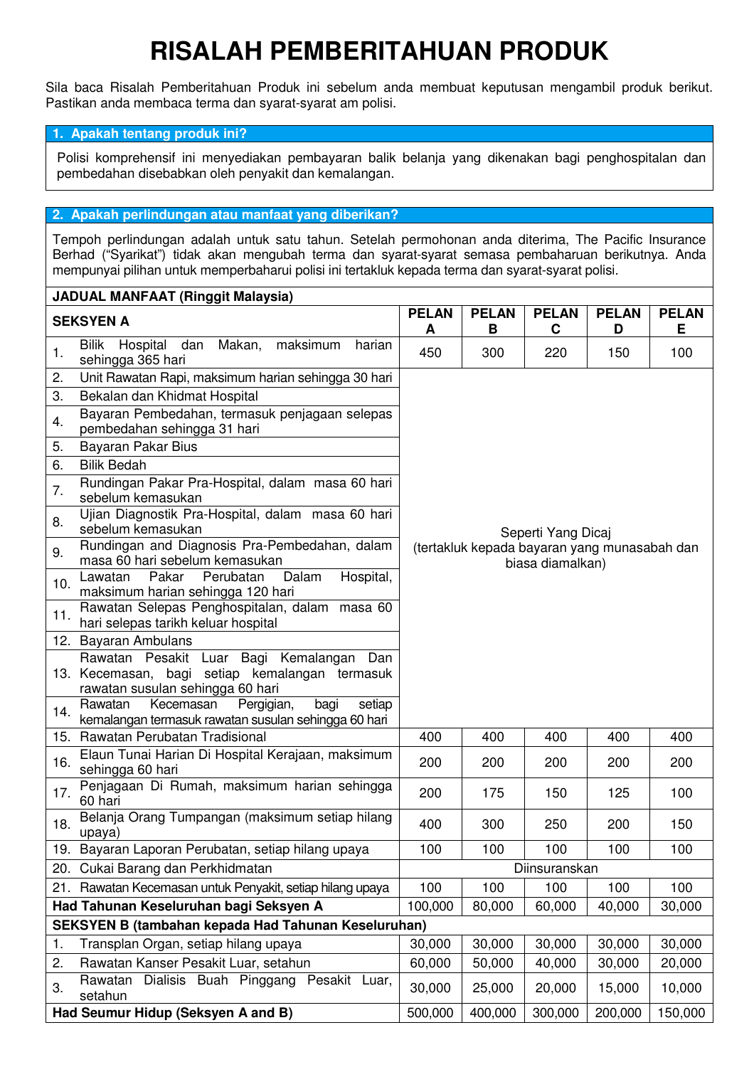# RISALAH PEMBERITAHUAN PRODUK

Sila baca Risalah Pemberitahuan Produk ini sebelum anda membuat keputusan mengambil produk berikut. Pastikan anda membaca terma dan syarat-syarat am polisi.

## 1. Apakah tentang produk ini?

Polisi komprehensif ini menyediakan pembayaran balik belanja yang dikenakan bagi penghospitalan dan pembedahan disebabkan oleh penyakit dan kemalangan.

## 2. Apakah perlindungan atau manfaat yang diberikan?

Tempoh perlindungan adalah untuk satu tahun. Setelah permohonan anda diterima, The Pacific Insurance Berhad ("Syarikat") tidak akan mengubah terma dan syarat-syarat semasa pembaharuan berikutnya. Anda mempunyai pilihan untuk memperbaharui polisi ini tertakluk kepada terma dan syarat-syarat polisi.

**JADUAL MANFAAT (Ringgit Malaysia)**

| **SEKSYEN A** | **PELAN A** | **PELAN B** | **PELAN C** | **PELAN D** | **PELAN E** |
|---|---|---|---|---|---|
| 1. Bilik Hospital dan Makan, maksimum harian sehingga 365 hari | 450 | 300 | 220 | 150 | 100 |
| 2. Unit Rawatan Rapi, maksimum harian sehingga 30 hari | Seperti Yang Dicaj (tertakluk kepada bayaran yang munasabah dan biasa diamalkan) | | | | |
| 3. Bekalan dan Khidmat Hospital | | | | | |
| 4. Bayaran Pembedahan, termasuk penjagaan selepas pembedahan sehingga 31 hari | | | | | |
| 5. Bayaran Pakar Bius | | | | | |
| 6. Bilik Bedah | | | | | |
| 7. Rundingan Pakar Pra-Hospital, dalam masa 60 hari sebelum kemasukan | | | | | |
| 8. Ujian Diagnostik Pra-Hospital, dalam masa 60 hari sebelum kemasukan | | | | | |
| 9. Rundingan and Diagnosis Pra-Pembedahan, dalam masa 60 hari sebelum kemasukan | | | | | |
| 10. Lawatan Pakar Perubatan Dalam Hospital, maksimum harian sehingga 120 hari | | | | | |
| 11. Rawatan Selepas Penghospitalan, dalam masa 60 hari selepas tarikh keluar hospital | | | | | |
| 12. Bayaran Ambulans | | | | | |
| 13. Rawatan Pesakit Luar Bagi Kemalangan Dan Kecemasan, bagi setiap kemalangan termasuk rawatan susulan sehingga 60 hari | | | | | |
| 14. Rawatan Kecemasan Pergigian, bagi setiap kemalangan termasuk rawatan susulan sehingga 60 hari | | | | | |
| 15. Rawatan Perubatan Tradisional | 400 | 400 | 400 | 400 | 400 |
| 16. Elaun Tunai Harian Di Hospital Kerajaan, maksimum sehingga 60 hari | 200 | 200 | 200 | 200 | 200 |
| 17. Penjagaan Di Rumah, maksimum harian sehingga 60 hari | 200 | 175 | 150 | 125 | 100 |
| 18. Belanja Orang Tumpangan (maksimum setiap hilang upaya) | 400 | 300 | 250 | 200 | 150 |
| 19. Bayaran Laporan Perubatan, setiap hilang upaya | 100 | 100 | 100 | 100 | 100 |
| 20. Cukai Barang dan Perkhidmatan | Diinsuranskan | | | | |
| 21. Rawatan Kecemasan untuk Penyakit, setiap hilang upaya | 100 | 100 | 100 | 100 | 100 |
| **Had Tahunan Keseluruhan bagi Seksyen A** | 100,000 | 80,000 | 60,000 | 40,000 | 30,000 |
| **SEKSYEN B (tambahan kepada Had Tahunan Keseluruhan)** | | | | | |
| 1. Transplan Organ, setiap hilang upaya | 30,000 | 30,000 | 30,000 | 30,000 | 30,000 |
| 2. Rawatan Kanser Pesakit Luar, setahun | 60,000 | 50,000 | 40,000 | 30,000 | 20,000 |
| 3. Rawatan Dialisis Buah Pinggang Pesakit Luar, setahun | 30,000 | 25,000 | 20,000 | 15,000 | 10,000 |
| **Had Seumur Hidup (Seksyen A and B)** | 500,000 | 400,000 | 300,000 | 200,000 | 150,000 |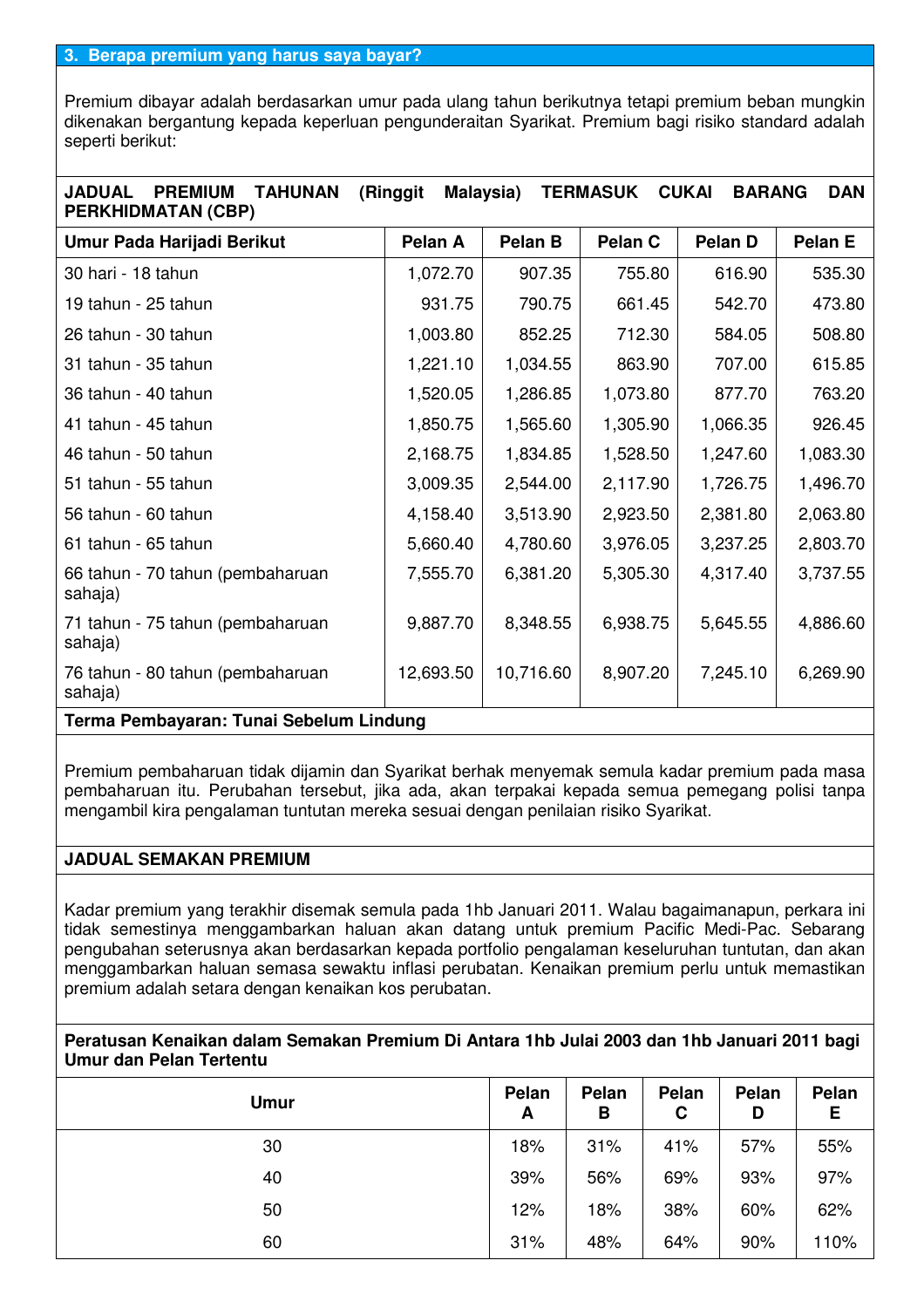### 3. Berapa premium yang harus saya bayar?

Premium dibayar adalah berdasarkan umur pada ulang tahun berikutnya tetapi premium beban mungkin dikenakan bergantung kepada keperluan pengunderaitan Syarikat. Premium bagi risiko standard adalah seperti berikut:

**JADUAL PREMIUM TAHUNAN (Ringgit Malaysia) TERMASUK CUKAI BARANG DAN PERKHIDMATAN (CBP)**

| Umur Pada Harijadi Berikut | Pelan A | Pelan B | Pelan C | Pelan D | Pelan E |
|---|---|---|---|---|---|
| 30 hari - 18 tahun | 1,072.70 | 907.35 | 755.80 | 616.90 | 535.30 |
| 19 tahun - 25 tahun | 931.75 | 790.75 | 661.45 | 542.70 | 473.80 |
| 26 tahun - 30 tahun | 1,003.80 | 852.25 | 712.30 | 584.05 | 508.80 |
| 31 tahun - 35 tahun | 1,221.10 | 1,034.55 | 863.90 | 707.00 | 615.85 |
| 36 tahun - 40 tahun | 1,520.05 | 1,286.85 | 1,073.80 | 877.70 | 763.20 |
| 41 tahun - 45 tahun | 1,850.75 | 1,565.60 | 1,305.90 | 1,066.35 | 926.45 |
| 46 tahun - 50 tahun | 2,168.75 | 1,834.85 | 1,528.50 | 1,247.60 | 1,083.30 |
| 51 tahun - 55 tahun | 3,009.35 | 2,544.00 | 2,117.90 | 1,726.75 | 1,496.70 |
| 56 tahun - 60 tahun | 4,158.40 | 3,513.90 | 2,923.50 | 2,381.80 | 2,063.80 |
| 61 tahun - 65 tahun | 5,660.40 | 4,780.60 | 3,976.05 | 3,237.25 | 2,803.70 |
| 66 tahun - 70 tahun (pembaharuan sahaja) | 7,555.70 | 6,381.20 | 5,305.30 | 4,317.40 | 3,737.55 |
| 71 tahun - 75 tahun (pembaharuan sahaja) | 9,887.70 | 8,348.55 | 6,938.75 | 5,645.55 | 4,886.60 |
| 76 tahun - 80 tahun (pembaharuan sahaja) | 12,693.50 | 10,716.60 | 8,907.20 | 7,245.10 | 6,269.90 |

**Terma Pembayaran: Tunai Sebelum Lindung**

Premium pembaharuan tidak dijamin dan Syarikat berhak menyemak semula kadar premium pada masa pembaharuan itu. Perubahan tersebut, jika ada, akan terpakai kepada semua pemegang polisi tanpa mengambil kira pengalaman tuntutan mereka sesuai dengan penilaian risiko Syarikat.

**JADUAL SEMAKAN PREMIUM**

Kadar premium yang terakhir disemak semula pada 1hb Januari 2011. Walau bagaimanapun, perkara ini tidak semestinya menggambarkan haluan akan datang untuk premium Pacific Medi-Pac. Sebarang pengubahan seterusnya akan berdasarkan kepada portfolio pengalaman keseluruhan tuntutan, dan akan menggambarkan haluan semasa sewaktu inflasi perubatan. Kenaikan premium perlu untuk memastikan premium adalah setara dengan kenaikan kos perubatan.

**Peratusan Kenaikan dalam Semakan Premium Di Antara 1hb Julai 2003 dan 1hb Januari 2011 bagi Umur dan Pelan Tertentu**

| Umur | Pelan A | Pelan B | Pelan C | Pelan D | Pelan E |
|---|---|---|---|---|---|
| 30 | 18% | 31% | 41% | 57% | 55% |
| 40 | 39% | 56% | 69% | 93% | 97% |
| 50 | 12% | 18% | 38% | 60% | 62% |
| 60 | 31% | 48% | 64% | 90% | 110% |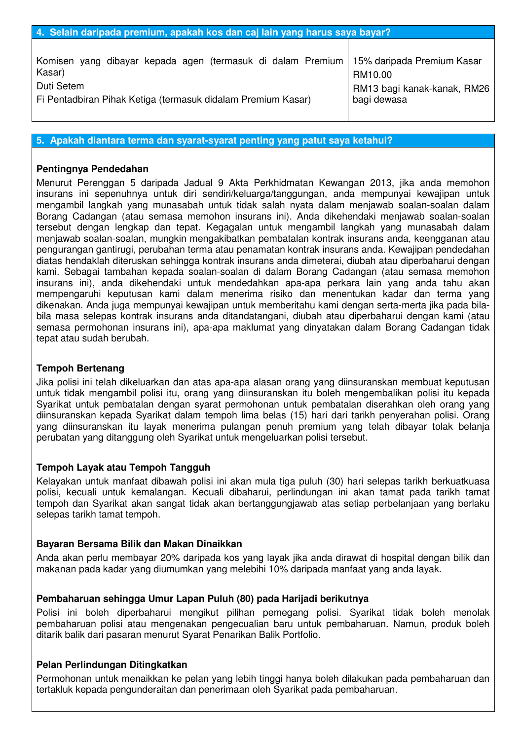## 4. Selain daripada premium, apakah kos dan caj lain yang harus saya bayar?

| | |
|---|---|
| Komisen yang dibayar kepada agen (termasuk di dalam Premium Kasar) | 15% daripada Premium Kasar |
| Duti Setem | RM10.00 |
| Fi Pentadbiran Pihak Ketiga (termasuk didalam Premium Kasar) | RM13 bagi kanak-kanak, RM26 bagi dewasa |

## 5. Apakah diantara terma dan syarat-syarat penting yang patut saya ketahui?

**Pentingnya Pendedahan**

Menurut Perenggan 5 daripada Jadual 9 Akta Perkhidmatan Kewangan 2013, jika anda memohon insurans ini sepenuhnya untuk diri sendiri/keluarga/tanggungan, anda mempunyai kewajipan untuk mengambil langkah yang munasabah untuk tidak salah nyata dalam menjawab soalan-soalan dalam Borang Cadangan (atau semasa memohon insurans ini). Anda dikehendaki menjawab soalan-soalan tersebut dengan lengkap dan tepat. Kegagalan untuk mengambil langkah yang munasabah dalam menjawab soalan-soalan, mungkin mengakibatkan pembatalan kontrak insurans anda, keengganan atau pengurangan gantirugi, perubahan terma atau penamatan kontrak insurans anda. Kewajipan pendedahan diatas hendaklah diteruskan sehingga kontrak insurans anda dimeterai, diubah atau diperbaharui dengan kami. Sebagai tambahan kepada soalan-soalan di dalam Borang Cadangan (atau semasa memohon insurans ini), anda dikehendaki untuk mendedahkan apa-apa perkara lain yang anda tahu akan mempengaruhi keputusan kami dalam menerima risiko dan menentukan kadar dan terma yang dikenakan. Anda juga mempunyai kewajipan untuk memberitahu kami dengan serta-merta jika pada bila-bila masa selepas kontrak insurans anda ditandatangani, diubah atau diperbaharui dengan kami (atau semasa permohonan insurans ini), apa-apa maklumat yang dinyatakan dalam Borang Cadangan tidak tepat atau sudah berubah.

**Tempoh Bertenang**

Jika polisi ini telah dikeluarkan dan atas apa-apa alasan orang yang diinsuranskan membuat keputusan untuk tidak mengambil polisi itu, orang yang diinsuranskan itu boleh mengembalikan polisi itu kepada Syarikat untuk pembatalan dengan syarat permohonan untuk pembatalan diserahkan oleh orang yang diinsuranskan kepada Syarikat dalam tempoh lima belas (15) hari dari tarikh penyerahan polisi. Orang yang diinsuranskan itu layak menerima pulangan penuh premium yang telah dibayar tolak belanja perubatan yang ditanggung oleh Syarikat untuk mengeluarkan polisi tersebut.

**Tempoh Layak atau Tempoh Tangguh**

Kelayakan untuk manfaat dibawah polisi ini akan mula tiga puluh (30) hari selepas tarikh berkuatkuasa polisi, kecuali untuk kemalangan. Kecuali dibaharui, perlindungan ini akan tamat pada tarikh tamat tempoh dan Syarikat akan sangat tidak akan bertanggungjawab atas setiap perbelanjaan yang berlaku selepas tarikh tamat tempoh.

**Bayaran Bersama Bilik dan Makan Dinaikkan**

Anda akan perlu membayar 20% daripada kos yang layak jika anda dirawat di hospital dengan bilik dan makanan pada kadar yang diumumkan yang melebihi 10% daripada manfaat yang anda layak.

**Pembaharuan sehingga Umur Lapan Puluh (80) pada Harijadi berikutnya**

Polisi ini boleh diperbaharui mengikut pilihan pemegang polisi. Syarikat tidak boleh menolak pembaharuan polisi atau mengenakan pengecualian baru untuk pembaharuan. Namun, produk boleh ditarik balik dari pasaran menurut Syarat Penarikan Balik Portfolio.

**Pelan Perlindungan Ditingkatkan**

Permohonan untuk menaikkan ke pelan yang lebih tinggi hanya boleh dilakukan pada pembaharuan dan tertakluk kepada pengunderaitan dan penerimaan oleh Syarikat pada pembaharuan.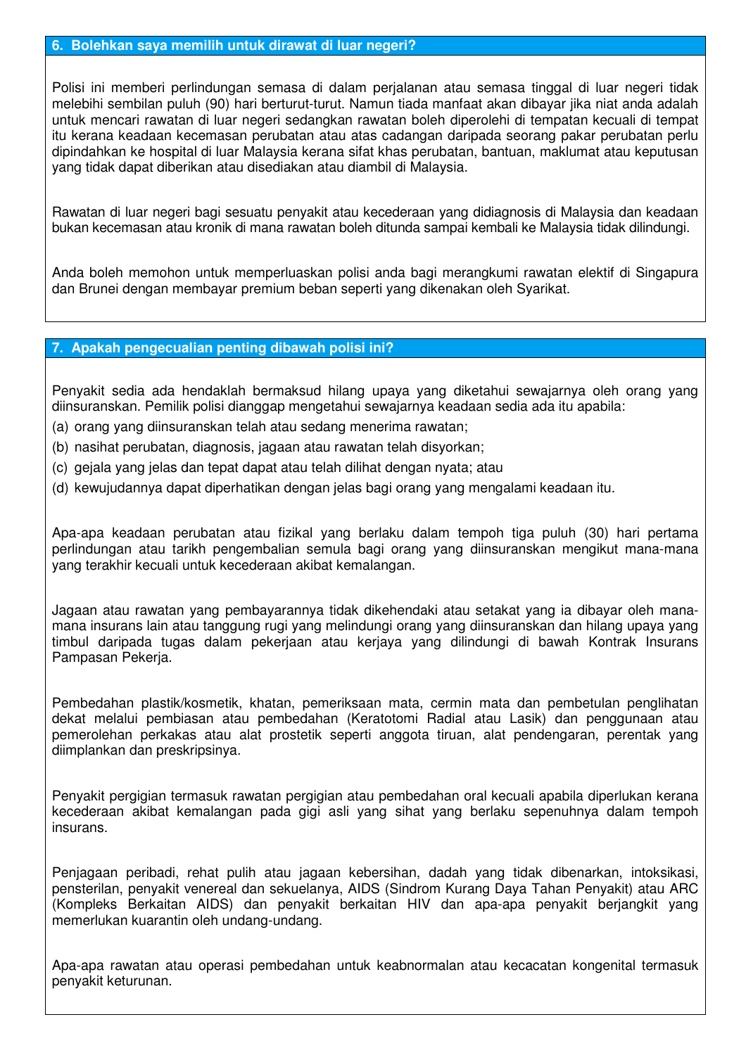## 6. Bolehkan saya memilih untuk dirawat di luar negeri?

Polisi ini memberi perlindungan semasa di dalam perjalanan atau semasa tinggal di luar negeri tidak melebihi sembilan puluh (90) hari berturut-turut. Namun tiada manfaat akan dibayar jika niat anda adalah untuk mencari rawatan di luar negeri sedangkan rawatan boleh diperolehi di tempatan kecuali di tempat itu kerana keadaan kecemasan perubatan atau atas cadangan daripada seorang pakar perubatan perlu dipindahkan ke hospital di luar Malaysia kerana sifat khas perubatan, bantuan, maklumat atau keputusan yang tidak dapat diberikan atau disediakan atau diambil di Malaysia.

Rawatan di luar negeri bagi sesuatu penyakit atau kecederaan yang didiagnosis di Malaysia dan keadaan bukan kecemasan atau kronik di mana rawatan boleh ditunda sampai kembali ke Malaysia tidak dilindungi.

Anda boleh memohon untuk memperluaskan polisi anda bagi merangkumi rawatan elektif di Singapura dan Brunei dengan membayar premium beban seperti yang dikenakan oleh Syarikat.

## 7. Apakah pengecualian penting dibawah polisi ini?

Penyakit sedia ada hendaklah bermaksud hilang upaya yang diketahui sewajarnya oleh orang yang diinsuranskan. Pemilik polisi dianggap mengetahui sewajarnya keadaan sedia ada itu apabila:

(a) orang yang diinsuranskan telah atau sedang menerima rawatan;

(b) nasihat perubatan, diagnosis, jagaan atau rawatan telah disyorkan;

(c) gejala yang jelas dan tepat dapat atau telah dilihat dengan nyata; atau

(d) kewujudannya dapat diperhatikan dengan jelas bagi orang yang mengalami keadaan itu.

Apa-apa keadaan perubatan atau fizikal yang berlaku dalam tempoh tiga puluh (30) hari pertama perlindungan atau tarikh pengembalian semula bagi orang yang diinsuranskan mengikut mana-mana yang terakhir kecuali untuk kecederaan akibat kemalangan.

Jagaan atau rawatan yang pembayarannya tidak dikehendaki atau setakat yang ia dibayar oleh mana-mana insurans lain atau tanggung rugi yang melindungi orang yang diinsuranskan dan hilang upaya yang timbul daripada tugas dalam pekerjaan atau kerjaya yang dilindungi di bawah Kontrak Insurans Pampasan Pekerja.

Pembedahan plastik/kosmetik, khatan, pemeriksaan mata, cermin mata dan pembetulan penglihatan dekat melalui pembiasan atau pembedahan (Keratotomi Radial atau Lasik) dan penggunaan atau pemerolehan perkakas atau alat prostetik seperti anggota tiruan, alat pendengaran, perentak yang diimplankan dan preskripsinya.

Penyakit pergigian termasuk rawatan pergigian atau pembedahan oral kecuali apabila diperlukan kerana kecederaan akibat kemalangan pada gigi asli yang sihat yang berlaku sepenuhnya dalam tempoh insurans.

Penjagaan peribadi, rehat pulih atau jagaan kebersihan, dadah yang tidak dibenarkan, intoksikasi, pensterilan, penyakit venereal dan sekuelanya, AIDS (Sindrom Kurang Daya Tahan Penyakit) atau ARC (Kompleks Berkaitan AIDS) dan penyakit berkaitan HIV dan apa-apa penyakit berjangkit yang memerlukan kuarantin oleh undang-undang.

Apa-apa rawatan atau operasi pembedahan untuk keabnormalan atau kecacatan kongenital termasuk penyakit keturunan.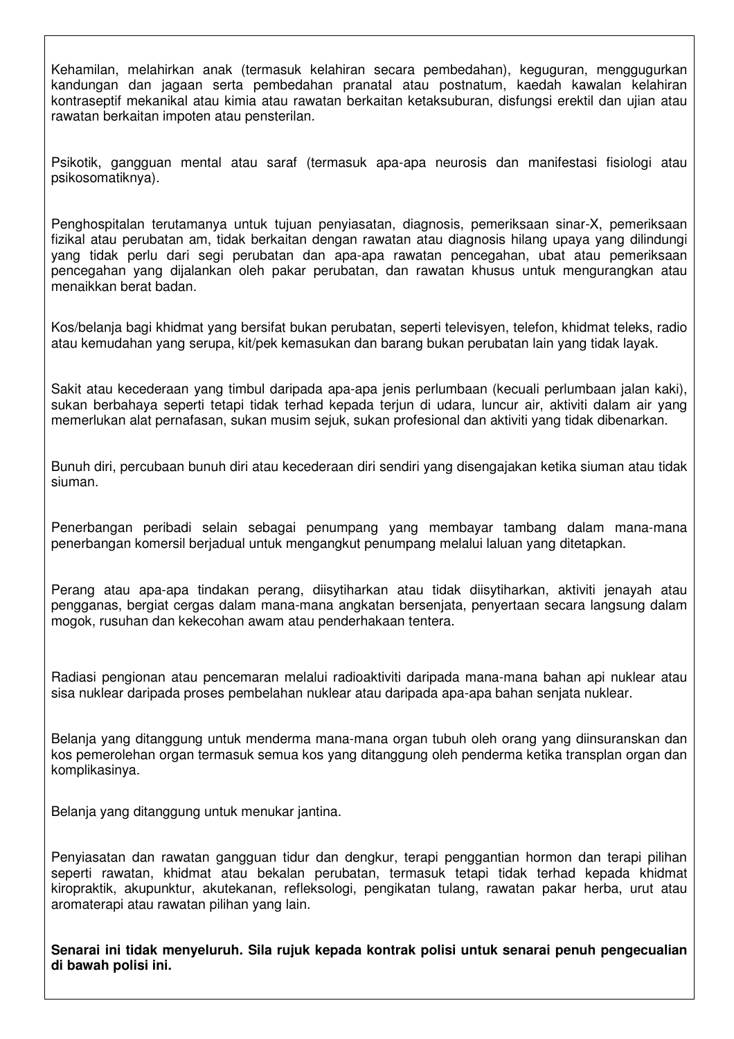Kehamilan, melahirkan anak (termasuk kelahiran secara pembedahan), keguguran, menggugurkan kandungan dan jagaan serta pembedahan pranatal atau postnatum, kaedah kawalan kelahiran kontraseptif mekanikal atau kimia atau rawatan berkaitan ketaksuburan, disfungsi erektil dan ujian atau rawatan berkaitan impoten atau pensterilan.

Psikotik, gangguan mental atau saraf (termasuk apa-apa neurosis dan manifestasi fisiologi atau psikosomatiknya).

Penghospitalan terutamanya untuk tujuan penyiasatan, diagnosis, pemeriksaan sinar-X, pemeriksaan fizikal atau perubatan am, tidak berkaitan dengan rawatan atau diagnosis hilang upaya yang dilindungi yang tidak perlu dari segi perubatan dan apa-apa rawatan pencegahan, ubat atau pemeriksaan pencegahan yang dijalankan oleh pakar perubatan, dan rawatan khusus untuk mengurangkan atau menaikkan berat badan.

Kos/belanja bagi khidmat yang bersifat bukan perubatan, seperti televisyen, telefon, khidmat teleks, radio atau kemudahan yang serupa, kit/pek kemasukan dan barang bukan perubatan lain yang tidak layak.

Sakit atau kecederaan yang timbul daripada apa-apa jenis perlumbaan (kecuali perlumbaan jalan kaki), sukan berbahaya seperti tetapi tidak terhad kepada terjun di udara, luncur air, aktiviti dalam air yang memerlukan alat pernafasan, sukan musim sejuk, sukan profesional dan aktiviti yang tidak dibenarkan.

Bunuh diri, percubaan bunuh diri atau kecederaan diri sendiri yang disengajakan ketika siuman atau tidak siuman.

Penerbangan peribadi selain sebagai penumpang yang membayar tambang dalam mana-mana penerbangan komersil berjadual untuk mengangkut penumpang melalui laluan yang ditetapkan.

Perang atau apa-apa tindakan perang, diisytiharkan atau tidak diisytiharkan, aktiviti jenayah atau pengganas, bergiat cergas dalam mana-mana angkatan bersenjata, penyertaan secara langsung dalam mogok, rusuhan dan kekecohan awam atau penderhakaan tentera.

Radiasi pengionan atau pencemaran melalui radioaktiviti daripada mana-mana bahan api nuklear atau sisa nuklear daripada proses pembelahan nuklear atau daripada apa-apa bahan senjata nuklear.

Belanja yang ditanggung untuk menderma mana-mana organ tubuh oleh orang yang diinsuranskan dan kos pemerolehan organ termasuk semua kos yang ditanggung oleh penderma ketika transplan organ dan komplikasinya.

Belanja yang ditanggung untuk menukar jantina.

Penyiasatan dan rawatan gangguan tidur dan dengkur, terapi penggantian hormon dan terapi pilihan seperti rawatan, khidmat atau bekalan perubatan, termasuk tetapi tidak terhad kepada khidmat kiropraktik, akupunktur, akutekanan, refleksologi, pengikatan tulang, rawatan pakar herba, urut atau aromaterapi atau rawatan pilihan yang lain.

**Senarai ini tidak menyeluruh. Sila rujuk kepada kontrak polisi untuk senarai penuh pengecualian di bawah polisi ini.**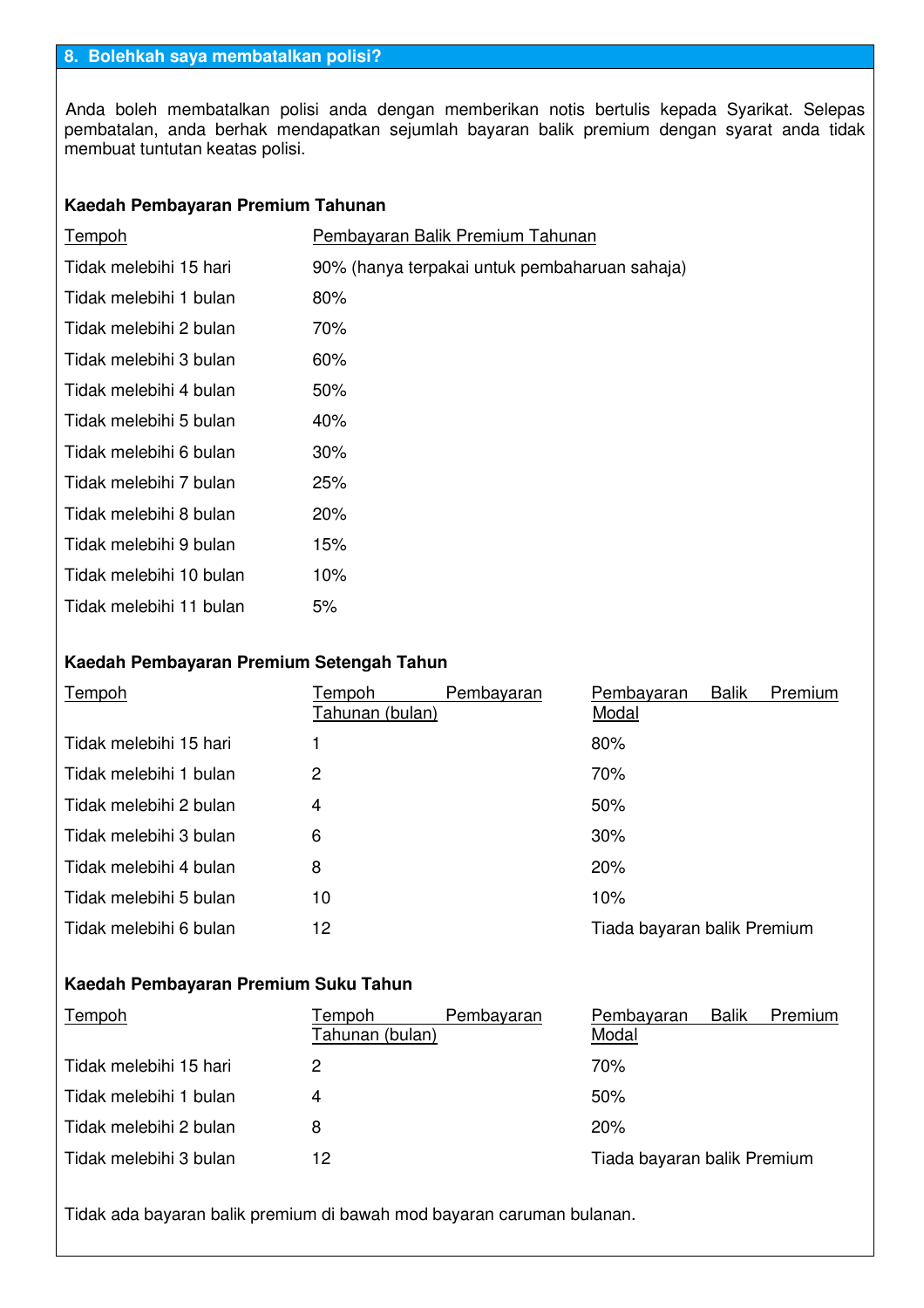## 8. Bolehkah saya membatalkan polisi?

Anda boleh membatalkan polisi anda dengan memberikan notis bertulis kepada Syarikat. Selepas pembatalan, anda berhak mendapatkan sejumlah bayaran balik premium dengan syarat anda tidak membuat tuntutan keatas polisi.

**Kaedah Pembayaran Premium Tahunan**

| Tempoh | Pembayaran Balik Premium Tahunan |
|---|---|
| Tidak melebihi 15 hari | 90% (hanya terpakai untuk pembaharuan sahaja) |
| Tidak melebihi 1 bulan | 80% |
| Tidak melebihi 2 bulan | 70% |
| Tidak melebihi 3 bulan | 60% |
| Tidak melebihi 4 bulan | 50% |
| Tidak melebihi 5 bulan | 40% |
| Tidak melebihi 6 bulan | 30% |
| Tidak melebihi 7 bulan | 25% |
| Tidak melebihi 8 bulan | 20% |
| Tidak melebihi 9 bulan | 15% |
| Tidak melebihi 10 bulan | 10% |
| Tidak melebihi 11 bulan | 5% |

**Kaedah Pembayaran Premium Setengah Tahun**

| Tempoh | Tempoh Pembayaran Tahunan (bulan) | Pembayaran Balik Premium Modal |
|---|---|---|
| Tidak melebihi 15 hari | 1 | 80% |
| Tidak melebihi 1 bulan | 2 | 70% |
| Tidak melebihi 2 bulan | 4 | 50% |
| Tidak melebihi 3 bulan | 6 | 30% |
| Tidak melebihi 4 bulan | 8 | 20% |
| Tidak melebihi 5 bulan | 10 | 10% |
| Tidak melebihi 6 bulan | 12 | Tiada bayaran balik Premium |

**Kaedah Pembayaran Premium Suku Tahun**

| Tempoh | Tempoh Pembayaran Tahunan (bulan) | Pembayaran Balik Premium Modal |
|---|---|---|
| Tidak melebihi 15 hari | 2 | 70% |
| Tidak melebihi 1 bulan | 4 | 50% |
| Tidak melebihi 2 bulan | 8 | 20% |
| Tidak melebihi 3 bulan | 12 | Tiada bayaran balik Premium |

Tidak ada bayaran balik premium di bawah mod bayaran caruman bulanan.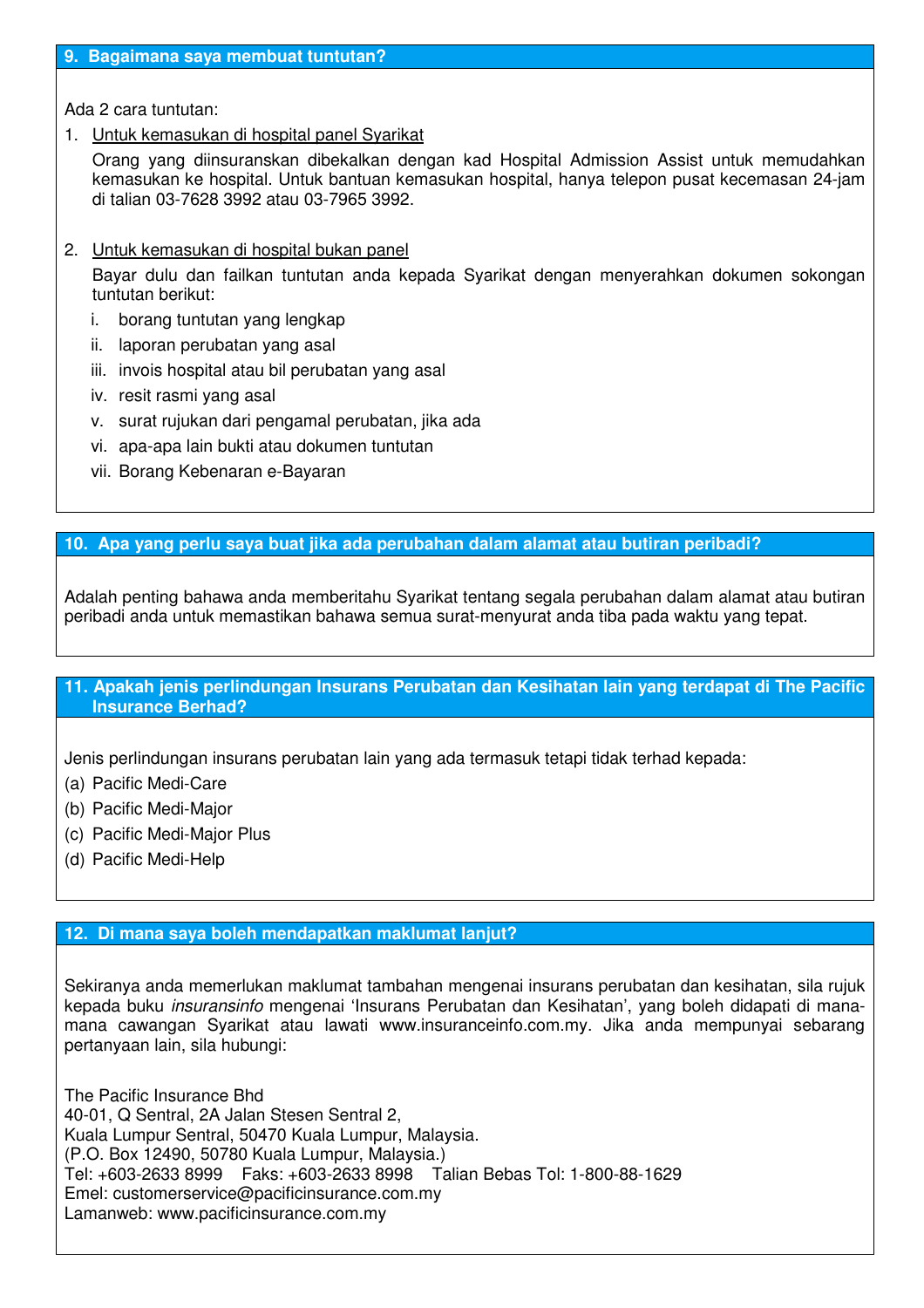## 9. Bagaimana saya membuat tuntutan?

Ada 2 cara tuntutan:

1. Untuk kemasukan di hospital panel Syarikat

   Orang yang diinsuranskan dibekalkan dengan kad Hospital Admission Assist untuk memudahkan kemasukan ke hospital. Untuk bantuan kemasukan hospital, hanya telepon pusat kecemasan 24-jam di talian 03-7628 3992 atau 03-7965 3992.

2. Untuk kemasukan di hospital bukan panel

   Bayar dulu dan failkan tuntutan anda kepada Syarikat dengan menyerahkan dokumen sokongan tuntutan berikut:

   i. borang tuntutan yang lengkap
   ii. laporan perubatan yang asal
   iii. invois hospital atau bil perubatan yang asal
   iv. resit rasmi yang asal
   v. surat rujukan dari pengamal perubatan, jika ada
   vi. apa-apa lain bukti atau dokumen tuntutan
   vii. Borang Kebenaran e-Bayaran

## 10. Apa yang perlu saya buat jika ada perubahan dalam alamat atau butiran peribadi?

Adalah penting bahawa anda memberitahu Syarikat tentang segala perubahan dalam alamat atau butiran peribadi anda untuk memastikan bahawa semua surat-menyurat anda tiba pada waktu yang tepat.

## 11. Apakah jenis perlindungan Insurans Perubatan dan Kesihatan lain yang terdapat di The Pacific Insurance Berhad?

Jenis perlindungan insurans perubatan lain yang ada termasuk tetapi tidak terhad kepada:

(a) Pacific Medi-Care
(b) Pacific Medi-Major
(c) Pacific Medi-Major Plus
(d) Pacific Medi-Help

## 12. Di mana saya boleh mendapatkan maklumat lanjut?

Sekiranya anda memerlukan maklumat tambahan mengenai insurans perubatan dan kesihatan, sila rujuk kepada buku *insuransinfo* mengenai 'Insurans Perubatan dan Kesihatan', yang boleh didapati di mana-mana cawangan Syarikat atau lawati www.insuranceinfo.com.my. Jika anda mempunyai sebarang pertanyaan lain, sila hubungi:

The Pacific Insurance Bhd
40-01, Q Sentral, 2A Jalan Stesen Sentral 2,
Kuala Lumpur Sentral, 50470 Kuala Lumpur, Malaysia.
(P.O. Box 12490, 50780 Kuala Lumpur, Malaysia.)
Tel: +603-2633 8999 Faks: +603-2633 8998 Talian Bebas Tol: 1-800-88-1629
Emel: customerservice@pacificinsurance.com.my
Lamanweb: www.pacificinsurance.com.my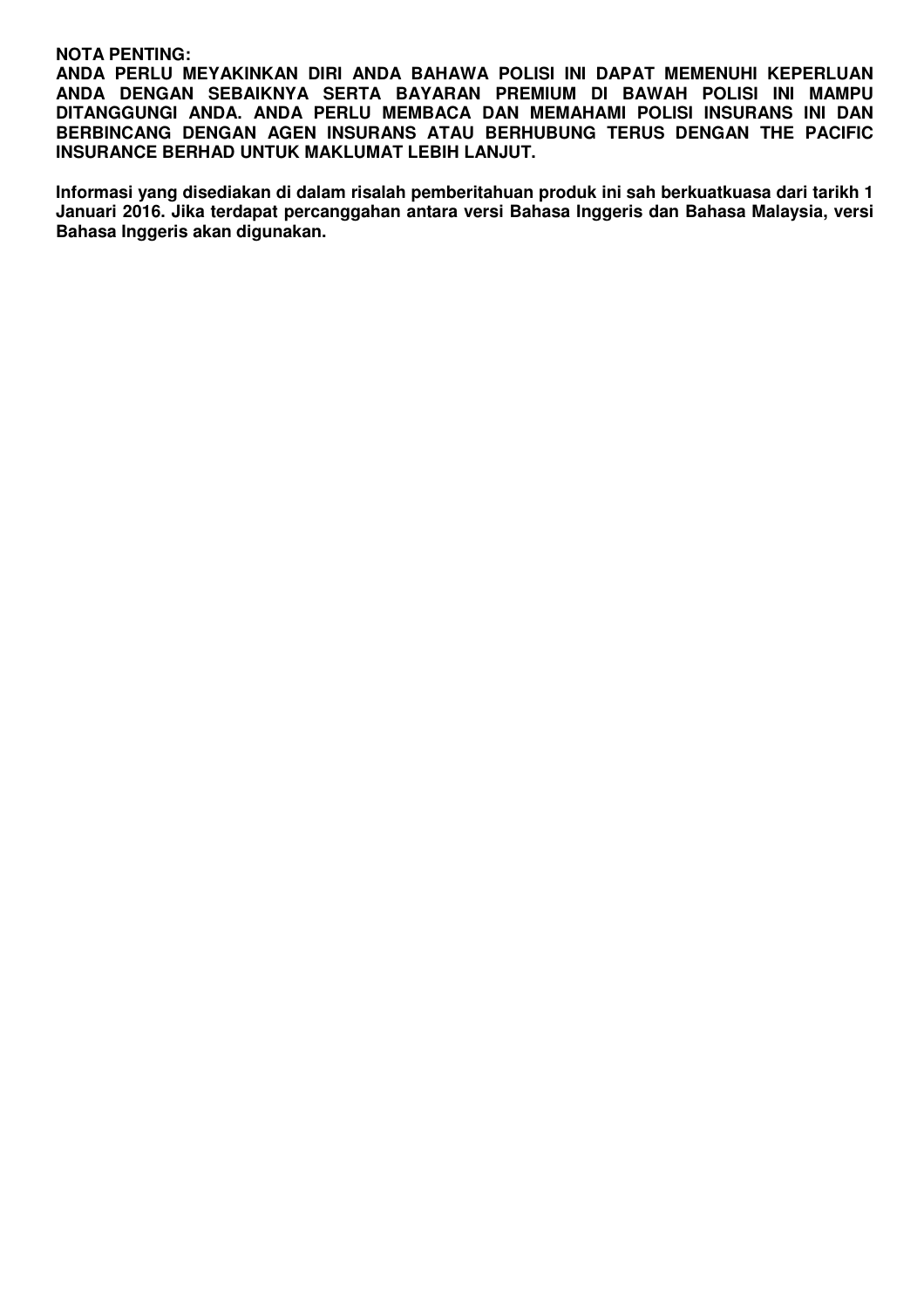**NOTA PENTING:**
**ANDA PERLU MEYAKINKAN DIRI ANDA BAHAWA POLISI INI DAPAT MEMENUHI KEPERLUAN ANDA DENGAN SEBAIKNYA SERTA BAYARAN PREMIUM DI BAWAH POLISI INI MAMPU DITANGGUNGI ANDA. ANDA PERLU MEMBACA DAN MEMAHAMI POLISI INSURANS INI DAN BERBINCANG DENGAN AGEN INSURANS ATAU BERHUBUNG TERUS DENGAN THE PACIFIC INSURANCE BERHAD UNTUK MAKLUMAT LEBIH LANJUT.**

**Informasi yang disediakan di dalam risalah pemberitahuan produk ini sah berkuatkuasa dari tarikh 1 Januari 2016. Jika terdapat percanggahan antara versi Bahasa Inggeris dan Bahasa Malaysia, versi Bahasa Inggeris akan digunakan.**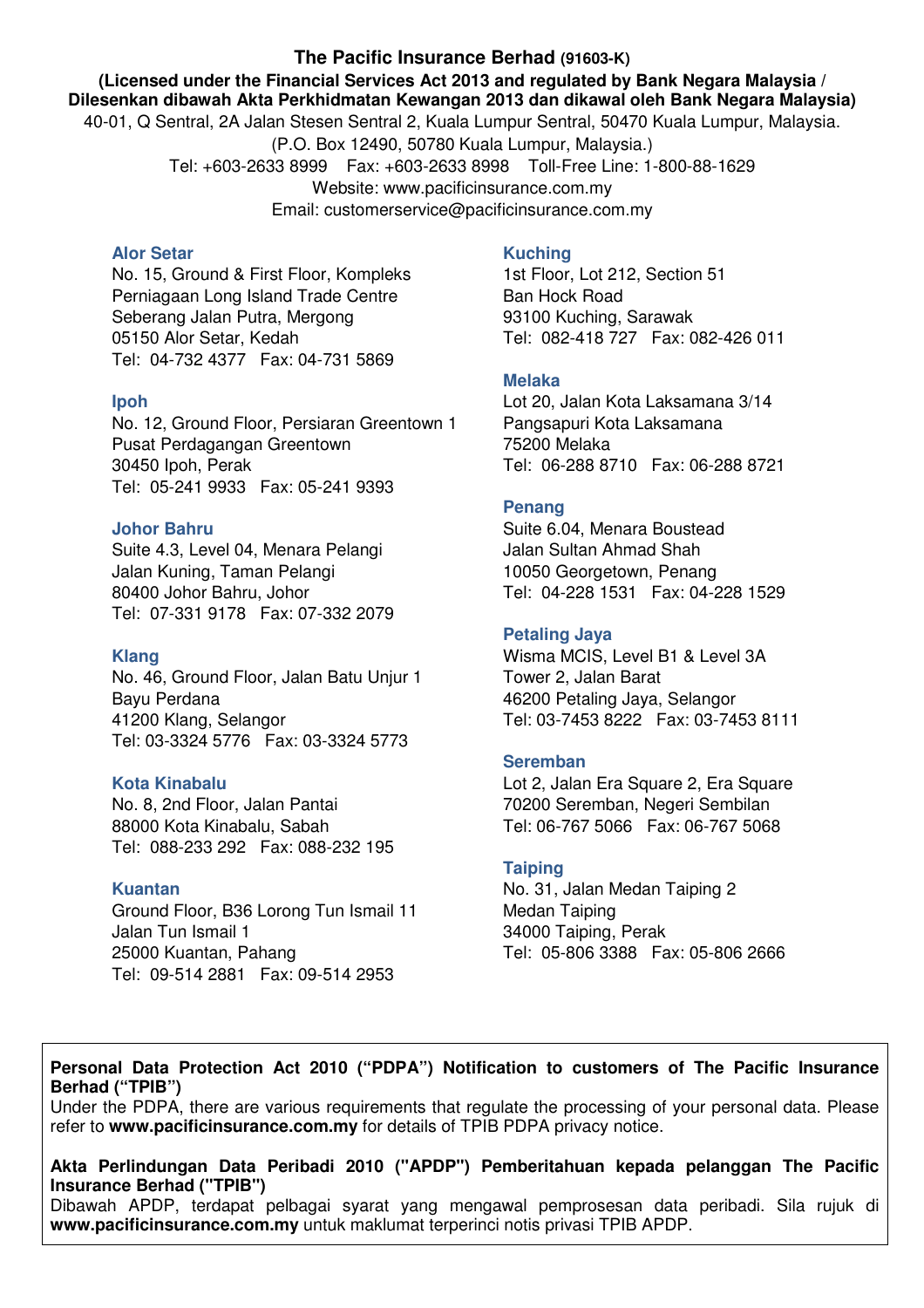**The Pacific Insurance Berhad (91603-K)**

**(Licensed under the Financial Services Act 2013 and regulated by Bank Negara Malaysia / Dilesenkan dibawah Akta Perkhidmatan Kewangan 2013 dan dikawal oleh Bank Negara Malaysia)**

40-01, Q Sentral, 2A Jalan Stesen Sentral 2, Kuala Lumpur Sentral, 50470 Kuala Lumpur, Malaysia.
(P.O. Box 12490, 50780 Kuala Lumpur, Malaysia.)
Tel: +603-2633 8999 Fax: +603-2633 8998 Toll-Free Line: 1-800-88-1629
Website: www.pacificinsurance.com.my
Email: customerservice@pacificinsurance.com.my

**Alor Setar**
No. 15, Ground & First Floor, Kompleks
Perniagaan Long Island Trade Centre
Seberang Jalan Putra, Mergong
05150 Alor Setar, Kedah
Tel: 04-732 4377 Fax: 04-731 5869

**Ipoh**
No. 12, Ground Floor, Persiaran Greentown 1
Pusat Perdagangan Greentown
30450 Ipoh, Perak
Tel: 05-241 9933 Fax: 05-241 9393

**Johor Bahru**
Suite 4.3, Level 04, Menara Pelangi
Jalan Kuning, Taman Pelangi
80400 Johor Bahru, Johor
Tel: 07-331 9178 Fax: 07-332 2079

**Klang**
No. 46, Ground Floor, Jalan Batu Unjur 1
Bayu Perdana
41200 Klang, Selangor
Tel: 03-3324 5776 Fax: 03-3324 5773

**Kota Kinabalu**
No. 8, 2nd Floor, Jalan Pantai
88000 Kota Kinabalu, Sabah
Tel: 088-233 292 Fax: 088-232 195

**Kuantan**
Ground Floor, B36 Lorong Tun Ismail 11
Jalan Tun Ismail 1
25000 Kuantan, Pahang
Tel: 09-514 2881 Fax: 09-514 2953

**Kuching**
1st Floor, Lot 212, Section 51
Ban Hock Road
93100 Kuching, Sarawak
Tel: 082-418 727 Fax: 082-426 011

**Melaka**
Lot 20, Jalan Kota Laksamana 3/14
Pangsapuri Kota Laksamana
75200 Melaka
Tel: 06-288 8710 Fax: 06-288 8721

**Penang**
Suite 6.04, Menara Boustead
Jalan Sultan Ahmad Shah
10050 Georgetown, Penang
Tel: 04-228 1531 Fax: 04-228 1529

**Petaling Jaya**
Wisma MCIS, Level B1 & Level 3A
Tower 2, Jalan Barat
46200 Petaling Jaya, Selangor
Tel: 03-7453 8222 Fax: 03-7453 8111

**Seremban**
Lot 2, Jalan Era Square 2, Era Square
70200 Seremban, Negeri Sembilan
Tel: 06-767 5066 Fax: 06-767 5068

**Taiping**
No. 31, Jalan Medan Taiping 2
Medan Taiping
34000 Taiping, Perak
Tel: 05-806 3388 Fax: 05-806 2666

**Personal Data Protection Act 2010 ("PDPA") Notification to customers of The Pacific Insurance Berhad ("TPIB")**
Under the PDPA, there are various requirements that regulate the processing of your personal data. Please refer to **www.pacificinsurance.com.my** for details of TPIB PDPA privacy notice.

**Akta Perlindungan Data Peribadi 2010 ("APDP") Pemberitahuan kepada pelanggan The Pacific Insurance Berhad ("TPIB")**
Dibawah APDP, terdapat pelbagai syarat yang mengawal pemprosesan data peribadi. Sila rujuk di **www.pacificinsurance.com.my** untuk maklumat terperinci notis privasi TPIB APDP.